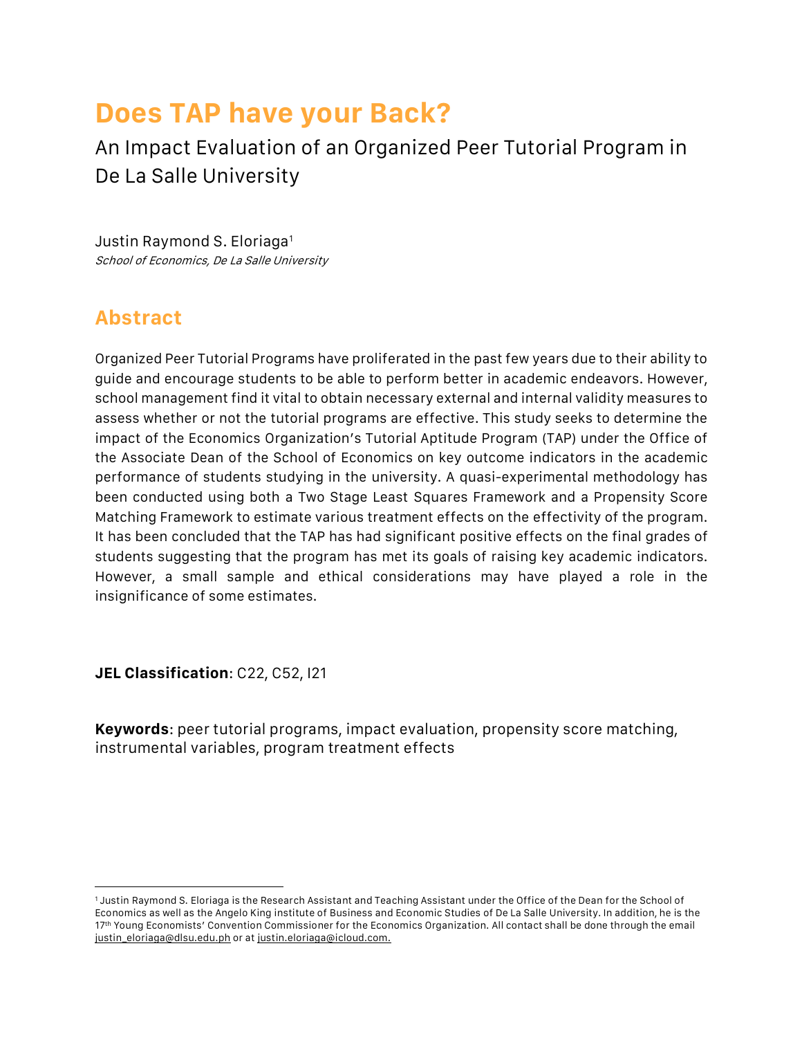# Does TAP have your Back?

## An Impact Evaluation of an Organized Peer Tutorial Program in De La Salle University

Justin Raymond S. Eloriaga[1]
*School of Economics, De La Salle University*

## Abstract

Organized Peer Tutorial Programs have proliferated in the past few years due to their ability to guide and encourage students to be able to perform better in academic endeavors. However, school management find it vital to obtain necessary external and internal validity measures to assess whether or not the tutorial programs are effective. This study seeks to determine the impact of the Economics Organization's Tutorial Aptitude Program (TAP) under the Office of the Associate Dean of the School of Economics on key outcome indicators in the academic performance of students studying in the university. A quasi-experimental methodology has been conducted using both a Two Stage Least Squares Framework and a Propensity Score Matching Framework to estimate various treatment effects on the effectivity of the program. It has been concluded that the TAP has had significant positive effects on the final grades of students suggesting that the program has met its goals of raising key academic indicators. However, a small sample and ethical considerations may have played a role in the insignificance of some estimates.

**JEL Classification**: C22, C52, I21

**Keywords**: peer tutorial programs, impact evaluation, propensity score matching, instrumental variables, program treatment effects

[1] Justin Raymond S. Eloriaga is the Research Assistant and Teaching Assistant under the Office of the Dean for the School of Economics as well as the Angelo King institute of Business and Economic Studies of De La Salle University. In addition, he is the 17th Young Economists' Convention Commissioner for the Economics Organization. All contact shall be done through the email justin_eloriaga@dlsu.edu.ph or at justin.eloriaga@icloud.com.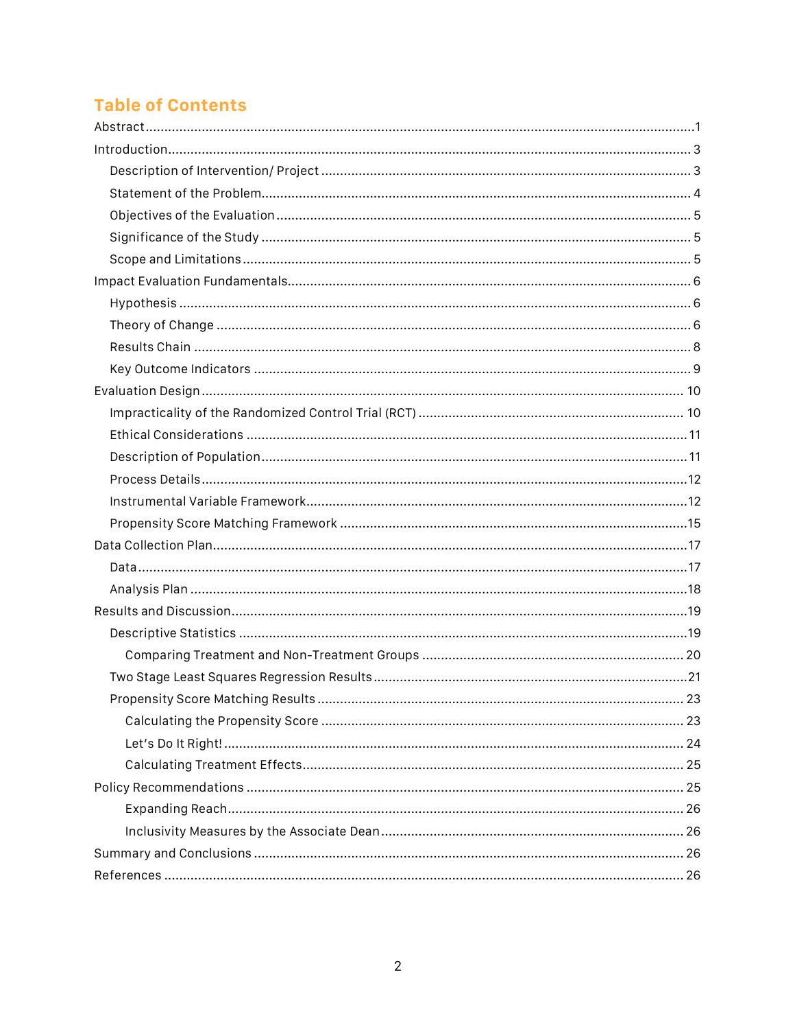# Table of Contents

Abstract ........................................................................................................ 1

Introduction ........................................................................................................ 3

- Description of Intervention/ Project ........................................................................................................ 3
- Statement of the Problem ........................................................................................................ 4
- Objectives of the Evaluation ........................................................................................................ 5
- Significance of the Study ........................................................................................................ 5
- Scope and Limitations ........................................................................................................ 5

Impact Evaluation Fundamentals ........................................................................................................ 6

- Hypothesis ........................................................................................................ 6
- Theory of Change ........................................................................................................ 6
- Results Chain ........................................................................................................ 8
- Key Outcome Indicators ........................................................................................................ 9

Evaluation Design ........................................................................................................ 10

- Impracticality of the Randomized Control Trial (RCT) ........................................................................................................ 10
- Ethical Considerations ........................................................................................................ 11
- Description of Population ........................................................................................................ 11
- Process Details ........................................................................................................ 12
- Instrumental Variable Framework ........................................................................................................ 12
- Propensity Score Matching Framework ........................................................................................................ 15

Data Collection Plan ........................................................................................................ 17

- Data ........................................................................................................ 17
- Analysis Plan ........................................................................................................ 18

Results and Discussion ........................................................................................................ 19

- Descriptive Statistics ........................................................................................................ 19
  - Comparing Treatment and Non-Treatment Groups ........................................................................................................ 20
- Two Stage Least Squares Regression Results ........................................................................................................ 21
- Propensity Score Matching Results ........................................................................................................ 23
  - Calculating the Propensity Score ........................................................................................................ 23
  - Let's Do It Right! ........................................................................................................ 24
  - Calculating Treatment Effects ........................................................................................................ 25

Policy Recommendations ........................................................................................................ 25

- Expanding Reach ........................................................................................................ 26
- Inclusivity Measures by the Associate Dean ........................................................................................................ 26

Summary and Conclusions ........................................................................................................ 26

References ........................................................................................................ 26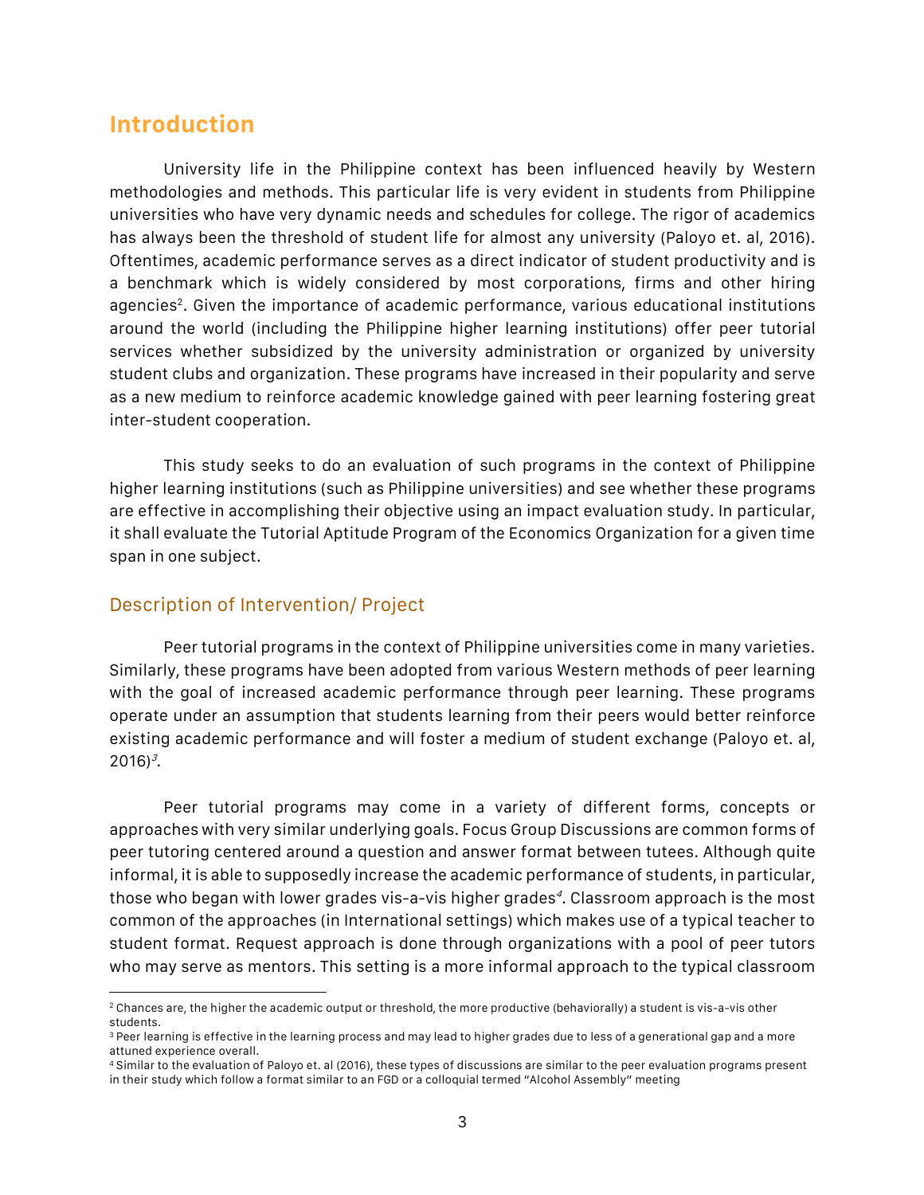# Introduction

University life in the Philippine context has been influenced heavily by Western methodologies and methods. This particular life is very evident in students from Philippine universities who have very dynamic needs and schedules for college. The rigor of academics has always been the threshold of student life for almost any university (Paloyo et. al, 2016). Oftentimes, academic performance serves as a direct indicator of student productivity and is a benchmark which is widely considered by most corporations, firms and other hiring agencies[2]. Given the importance of academic performance, various educational institutions around the world (including the Philippine higher learning institutions) offer peer tutorial services whether subsidized by the university administration or organized by university student clubs and organization. These programs have increased in their popularity and serve as a new medium to reinforce academic knowledge gained with peer learning fostering great inter-student cooperation.

This study seeks to do an evaluation of such programs in the context of Philippine higher learning institutions (such as Philippine universities) and see whether these programs are effective in accomplishing their objective using an impact evaluation study. In particular, it shall evaluate the Tutorial Aptitude Program of the Economics Organization for a given time span in one subject.

## Description of Intervention/ Project

Peer tutorial programs in the context of Philippine universities come in many varieties. Similarly, these programs have been adopted from various Western methods of peer learning with the goal of increased academic performance through peer learning. These programs operate under an assumption that students learning from their peers would better reinforce existing academic performance and will foster a medium of student exchange (Paloyo et. al, 2016)[3].

Peer tutorial programs may come in a variety of different forms, concepts or approaches with very similar underlying goals. Focus Group Discussions are common forms of peer tutoring centered around a question and answer format between tutees. Although quite informal, it is able to supposedly increase the academic performance of students, in particular, those who began with lower grades vis-a-vis higher grades[4]. Classroom approach is the most common of the approaches (in International settings) which makes use of a typical teacher to student format. Request approach is done through organizations with a pool of peer tutors who may serve as mentors. This setting is a more informal approach to the typical classroom

---

[2] Chances are, the higher the academic output or threshold, the more productive (behaviorally) a student is vis-a-vis other students.

[3] Peer learning is effective in the learning process and may lead to higher grades due to less of a generational gap and a more attuned experience overall.

[4] Similar to the evaluation of Paloyo et. al (2016), these types of discussions are similar to the peer evaluation programs present in their study which follow a format similar to an FGD or a colloquial termed "Alcohol Assembly" meeting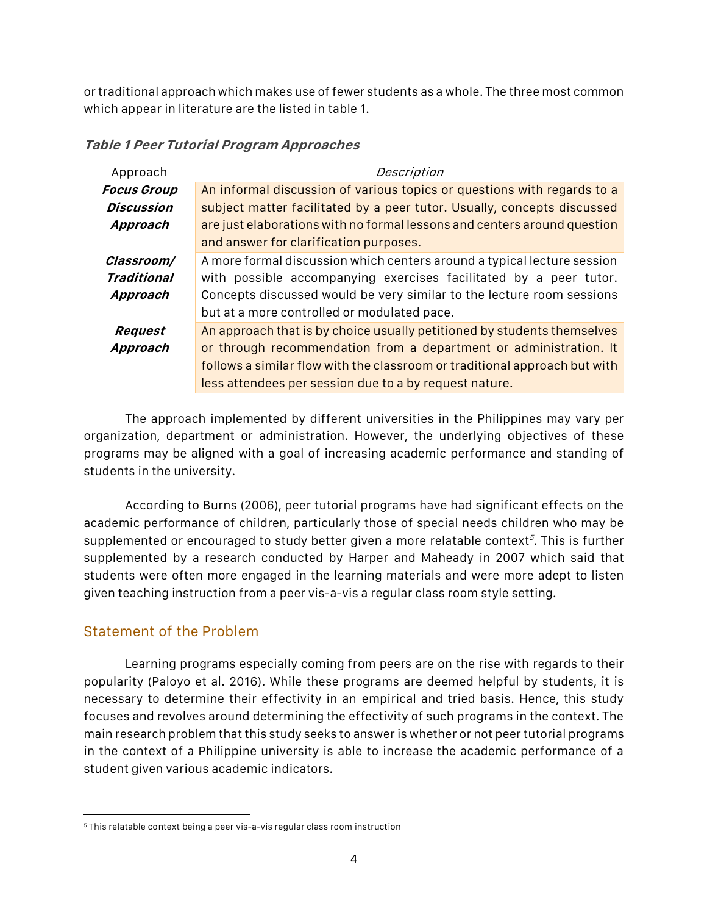or traditional approach which makes use of fewer students as a whole. The three most common which appear in literature are the listed in table 1.

***Table 1 Peer Tutorial Program Approaches***

| Approach | *Description* |
|---|---|
| ***Focus Group Discussion Approach*** | An informal discussion of various topics or questions with regards to a subject matter facilitated by a peer tutor. Usually, concepts discussed are just elaborations with no formal lessons and centers around question and answer for clarification purposes. |
| ***Classroom/ Traditional Approach*** | A more formal discussion which centers around a typical lecture session with possible accompanying exercises facilitated by a peer tutor. Concepts discussed would be very similar to the lecture room sessions but at a more controlled or modulated pace. |
| ***Request Approach*** | An approach that is by choice usually petitioned by students themselves or through recommendation from a department or administration. It follows a similar flow with the classroom or traditional approach but with less attendees per session due to a by request nature. |

The approach implemented by different universities in the Philippines may vary per organization, department or administration. However, the underlying objectives of these programs may be aligned with a goal of increasing academic performance and standing of students in the university.

According to Burns (2006), peer tutorial programs have had significant effects on the academic performance of children, particularly those of special needs children who may be supplemented or encouraged to study better given a more relatable context[5]. This is further supplemented by a research conducted by Harper and Maheady in 2007 which said that students were often more engaged in the learning materials and were more adept to listen given teaching instruction from a peer vis-a-vis a regular class room style setting.

## Statement of the Problem

Learning programs especially coming from peers are on the rise with regards to their popularity (Paloyo et al. 2016). While these programs are deemed helpful by students, it is necessary to determine their effectivity in an empirical and tried basis. Hence, this study focuses and revolves around determining the effectivity of such programs in the context. The main research problem that this study seeks to answer is whether or not peer tutorial programs in the context of a Philippine university is able to increase the academic performance of a student given various academic indicators.

[5] This relatable context being a peer vis-a-vis regular class room instruction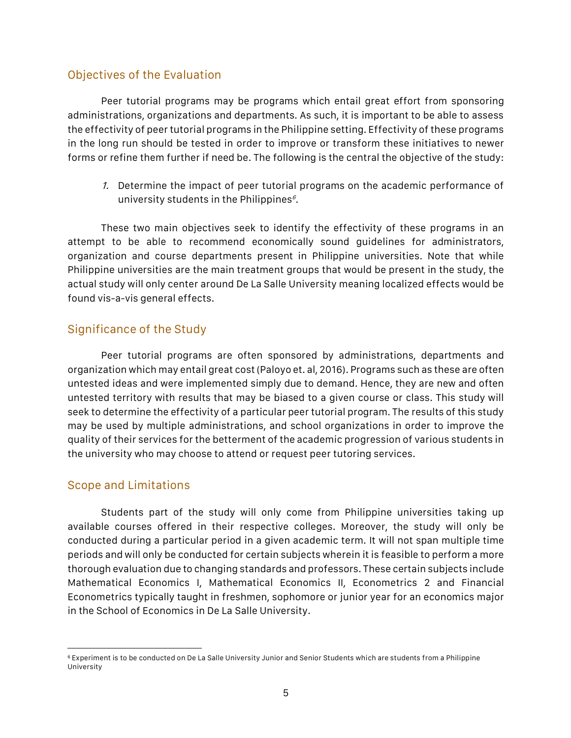## Objectives of the Evaluation

Peer tutorial programs may be programs which entail great effort from sponsoring administrations, organizations and departments. As such, it is important to be able to assess the effectivity of peer tutorial programs in the Philippine setting. Effectivity of these programs in the long run should be tested in order to improve or transform these initiatives to newer forms or refine them further if need be. The following is the central the objective of the study:

1. Determine the impact of peer tutorial programs on the academic performance of university students in the Philippines[6].

These two main objectives seek to identify the effectivity of these programs in an attempt to be able to recommend economically sound guidelines for administrators, organization and course departments present in Philippine universities. Note that while Philippine universities are the main treatment groups that would be present in the study, the actual study will only center around De La Salle University meaning localized effects would be found vis-a-vis general effects.

## Significance of the Study

Peer tutorial programs are often sponsored by administrations, departments and organization which may entail great cost (Paloyo et. al, 2016). Programs such as these are often untested ideas and were implemented simply due to demand. Hence, they are new and often untested territory with results that may be biased to a given course or class. This study will seek to determine the effectivity of a particular peer tutorial program. The results of this study may be used by multiple administrations, and school organizations in order to improve the quality of their services for the betterment of the academic progression of various students in the university who may choose to attend or request peer tutoring services.

## Scope and Limitations

Students part of the study will only come from Philippine universities taking up available courses offered in their respective colleges. Moreover, the study will only be conducted during a particular period in a given academic term. It will not span multiple time periods and will only be conducted for certain subjects wherein it is feasible to perform a more thorough evaluation due to changing standards and professors. These certain subjects include Mathematical Economics I, Mathematical Economics II, Econometrics 2 and Financial Econometrics typically taught in freshmen, sophomore or junior year for an economics major in the School of Economics in De La Salle University.

---

[6] Experiment is to be conducted on De La Salle University Junior and Senior Students which are students from a Philippine University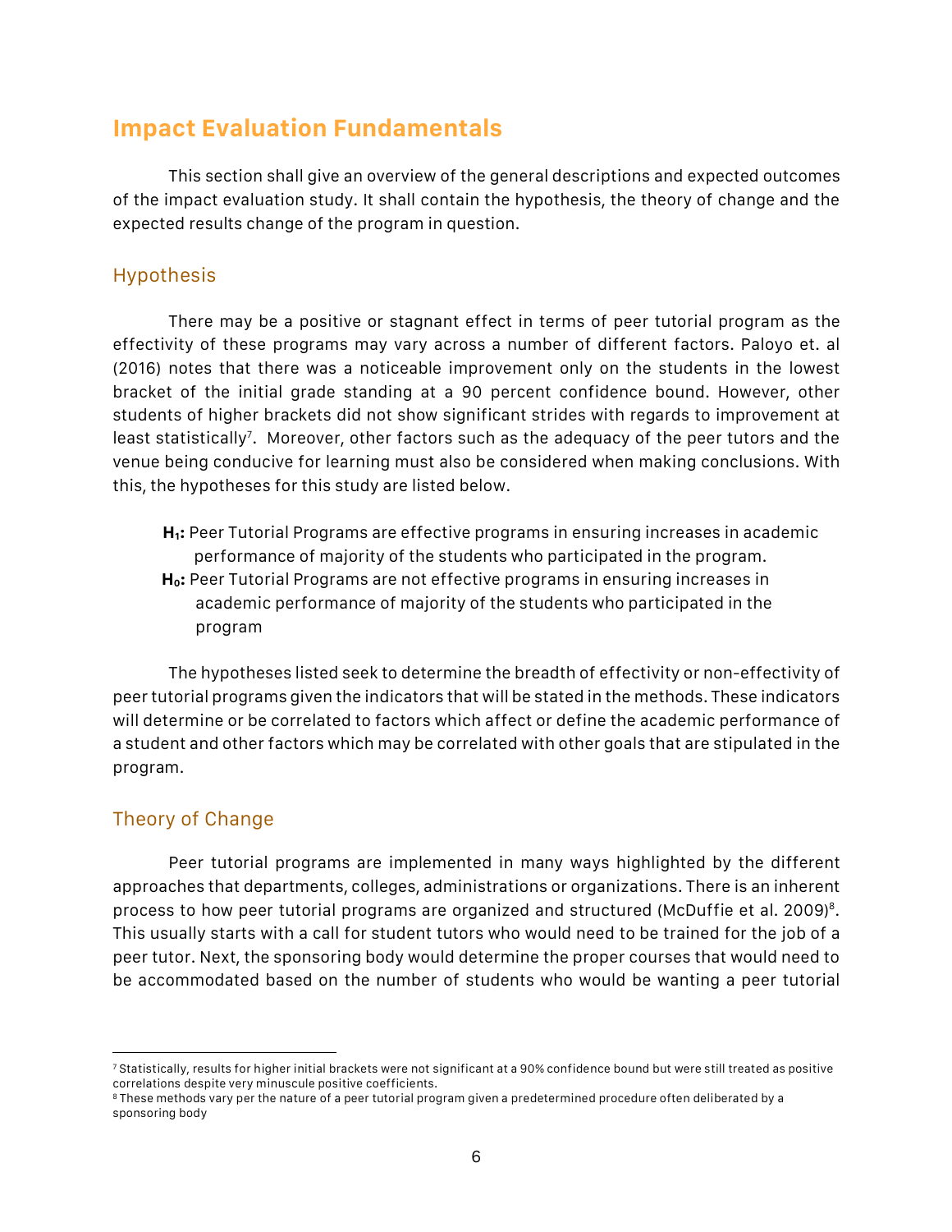## Impact Evaluation Fundamentals

This section shall give an overview of the general descriptions and expected outcomes of the impact evaluation study. It shall contain the hypothesis, the theory of change and the expected results change of the program in question.

### Hypothesis

There may be a positive or stagnant effect in terms of peer tutorial program as the effectivity of these programs may vary across a number of different factors. Paloyo et. al (2016) notes that there was a noticeable improvement only on the students in the lowest bracket of the initial grade standing at a 90 percent confidence bound. However, other students of higher brackets did not show significant strides with regards to improvement at least statistically[7]. Moreover, other factors such as the adequacy of the peer tutors and the venue being conducive for learning must also be considered when making conclusions. With this, the hypotheses for this study are listed below.

- **$H_1$:** Peer Tutorial Programs are effective programs in ensuring increases in academic performance of majority of the students who participated in the program.
- **$H_0$:** Peer Tutorial Programs are not effective programs in ensuring increases in academic performance of majority of the students who participated in the program

The hypotheses listed seek to determine the breadth of effectivity or non-effectivity of peer tutorial programs given the indicators that will be stated in the methods. These indicators will determine or be correlated to factors which affect or define the academic performance of a student and other factors which may be correlated with other goals that are stipulated in the program.

### Theory of Change

Peer tutorial programs are implemented in many ways highlighted by the different approaches that departments, colleges, administrations or organizations. There is an inherent process to how peer tutorial programs are organized and structured (McDuffie et al. 2009)[8]. This usually starts with a call for student tutors who would need to be trained for the job of a peer tutor. Next, the sponsoring body would determine the proper courses that would need to be accommodated based on the number of students who would be wanting a peer tutorial

---

[7] Statistically, results for higher initial brackets were not significant at a 90% confidence bound but were still treated as positive correlations despite very minuscule positive coefficients.

[8] These methods vary per the nature of a peer tutorial program given a predetermined procedure often deliberated by a sponsoring body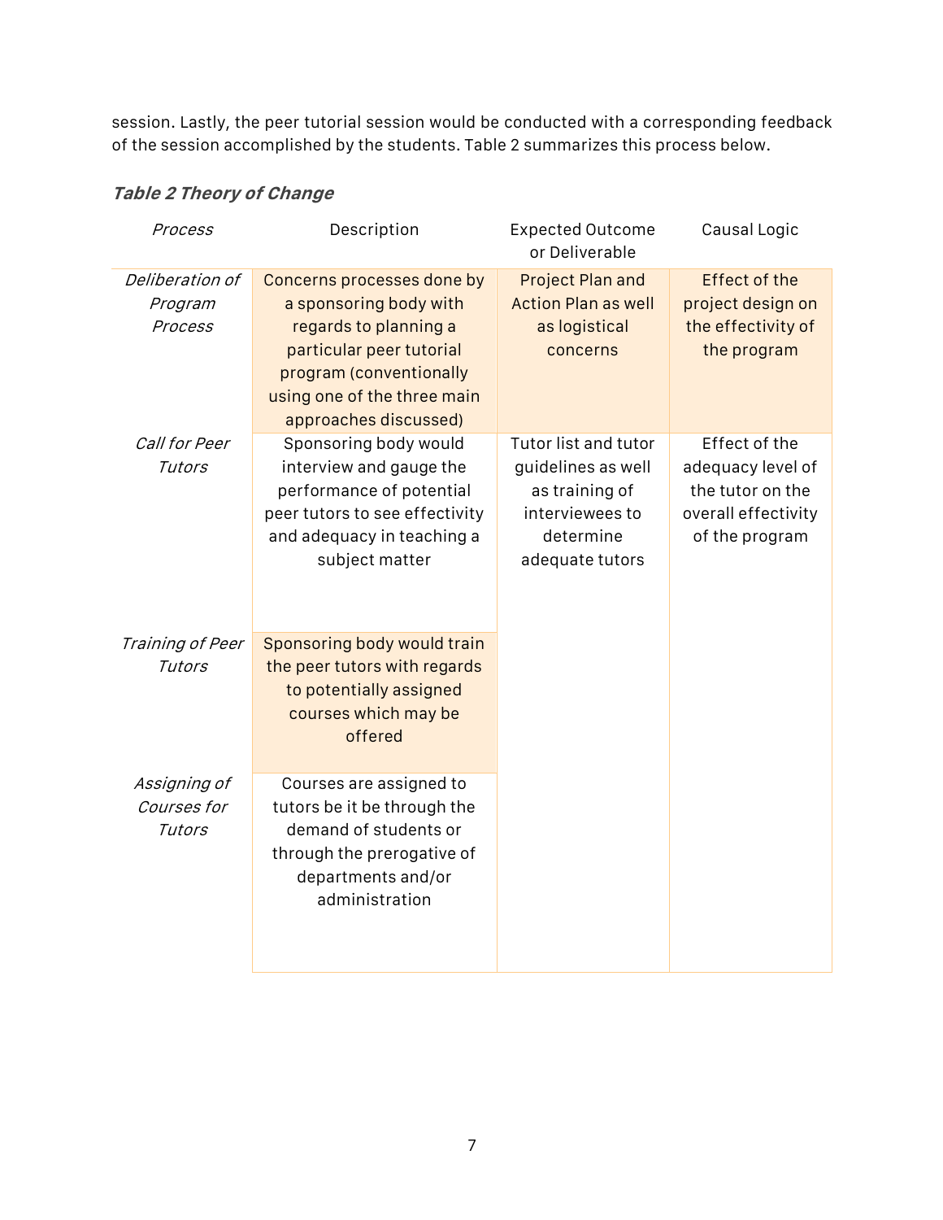session. Lastly, the peer tutorial session would be conducted with a corresponding feedback of the session accomplished by the students. Table 2 summarizes this process below.

***Table 2 Theory of Change***

| *Process* | Description | Expected Outcome or Deliverable | Causal Logic |
|---|---|---|---|
| *Deliberation of Program Process* | Concerns processes done by a sponsoring body with regards to planning a particular peer tutorial program (conventionally using one of the three main approaches discussed) | Project Plan and Action Plan as well as logistical concerns | Effect of the project design on the effectivity of the program |
| *Call for Peer Tutors* | Sponsoring body would interview and gauge the performance of potential peer tutors to see effectivity and adequacy in teaching a subject matter | Tutor list and tutor guidelines as well as training of interviewees to determine adequate tutors | Effect of the adequacy level of the tutor on the overall effectivity of the program |
| *Training of Peer Tutors* | Sponsoring body would train the peer tutors with regards to potentially assigned courses which may be offered | | |
| *Assigning of Courses for Tutors* | Courses are assigned to tutors be it be through the demand of students or through the prerogative of departments and/or administration | | |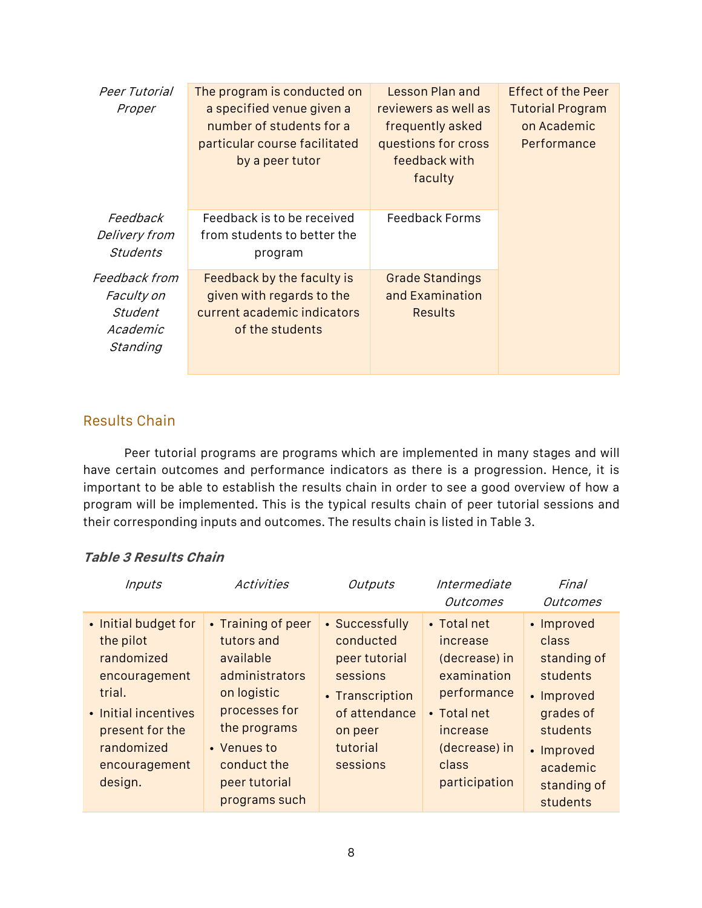| | | | |
|---|---|---|---|
| *Peer Tutorial Proper* | The program is conducted on a specified venue given a number of students for a particular course facilitated by a peer tutor | Lesson Plan and reviewers as well as frequently asked questions for cross feedback with faculty | Effect of the Peer Tutorial Program on Academic Performance |
| *Feedback Delivery from Students* | Feedback is to be received from students to better the program | Feedback Forms | |
| *Feedback from Faculty on Student Academic Standing* | Feedback by the faculty is given with regards to the current academic indicators of the students | Grade Standings and Examination Results | |

## Results Chain

Peer tutorial programs are programs which are implemented in many stages and will have certain outcomes and performance indicators as there is a progression. Hence, it is important to be able to establish the results chain in order to see a good overview of how a program will be implemented. This is the typical results chain of peer tutorial sessions and their corresponding inputs and outcomes. The results chain is listed in Table 3.

***Table 3 Results Chain***

| *Inputs* | *Activities* | *Outputs* | *Intermediate Outcomes* | *Final Outcomes* |
|---|---|---|---|---|
| • Initial budget for the pilot randomized encouragement trial.<br>• Initial incentives present for the randomized encouragement design. | • Training of peer tutors and available administrators on logistic processes for the programs<br>• Venues to conduct the peer tutorial programs such | • Successfully conducted peer tutorial sessions<br>• Transcription of attendance on peer tutorial sessions | • Total net increase (decrease) in examination performance<br>• Total net increase (decrease) in class participation | • Improved class standing of students<br>• Improved grades of students<br>• Improved academic standing of students |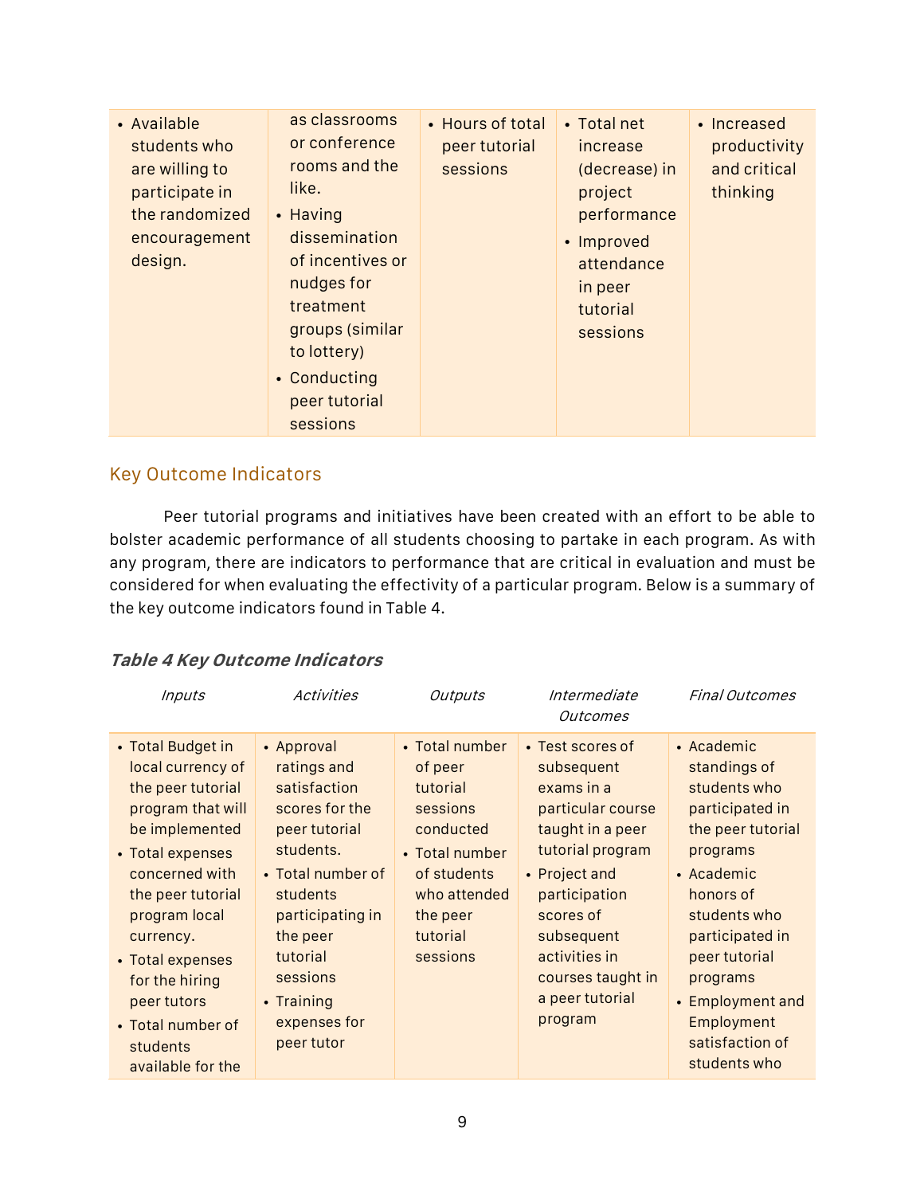| | | | | |
|---|---|---|---|---|
| • Available students who are willing to participate in the randomized encouragement design. | as classrooms or conference rooms and the like.<br>• Having dissemination of incentives or nudges for treatment groups (similar to lottery)<br>• Conducting peer tutorial sessions | • Hours of total peer tutorial sessions | • Total net increase (decrease) in project performance<br>• Improved attendance in peer tutorial sessions | • Increased productivity and critical thinking |

## Key Outcome Indicators

Peer tutorial programs and initiatives have been created with an effort to be able to bolster academic performance of all students choosing to partake in each program. As with any program, there are indicators to performance that are critical in evaluation and must be considered for when evaluating the effectivity of a particular program. Below is a summary of the key outcome indicators found in Table 4.

***Table 4 Key Outcome Indicators***

| *Inputs* | *Activities* | *Outputs* | *Intermediate Outcomes* | *Final Outcomes* |
|---|---|---|---|---|
| • Total Budget in local currency of the peer tutorial program that will be implemented<br>• Total expenses concerned with the peer tutorial program local currency.<br>• Total expenses for the hiring peer tutors<br>• Total number of students available for the | • Approval ratings and satisfaction scores for the peer tutorial students.<br>• Total number of students participating in the peer tutorial sessions<br>• Training expenses for peer tutor | • Total number of peer tutorial sessions conducted<br>• Total number of students who attended the peer tutorial sessions | • Test scores of subsequent exams in a particular course taught in a peer tutorial program<br>• Project and participation scores of subsequent activities in courses taught in a peer tutorial program | • Academic standings of students who participated in the peer tutorial programs<br>• Academic honors of students who participated in peer tutorial programs<br>• Employment and Employment satisfaction of students who |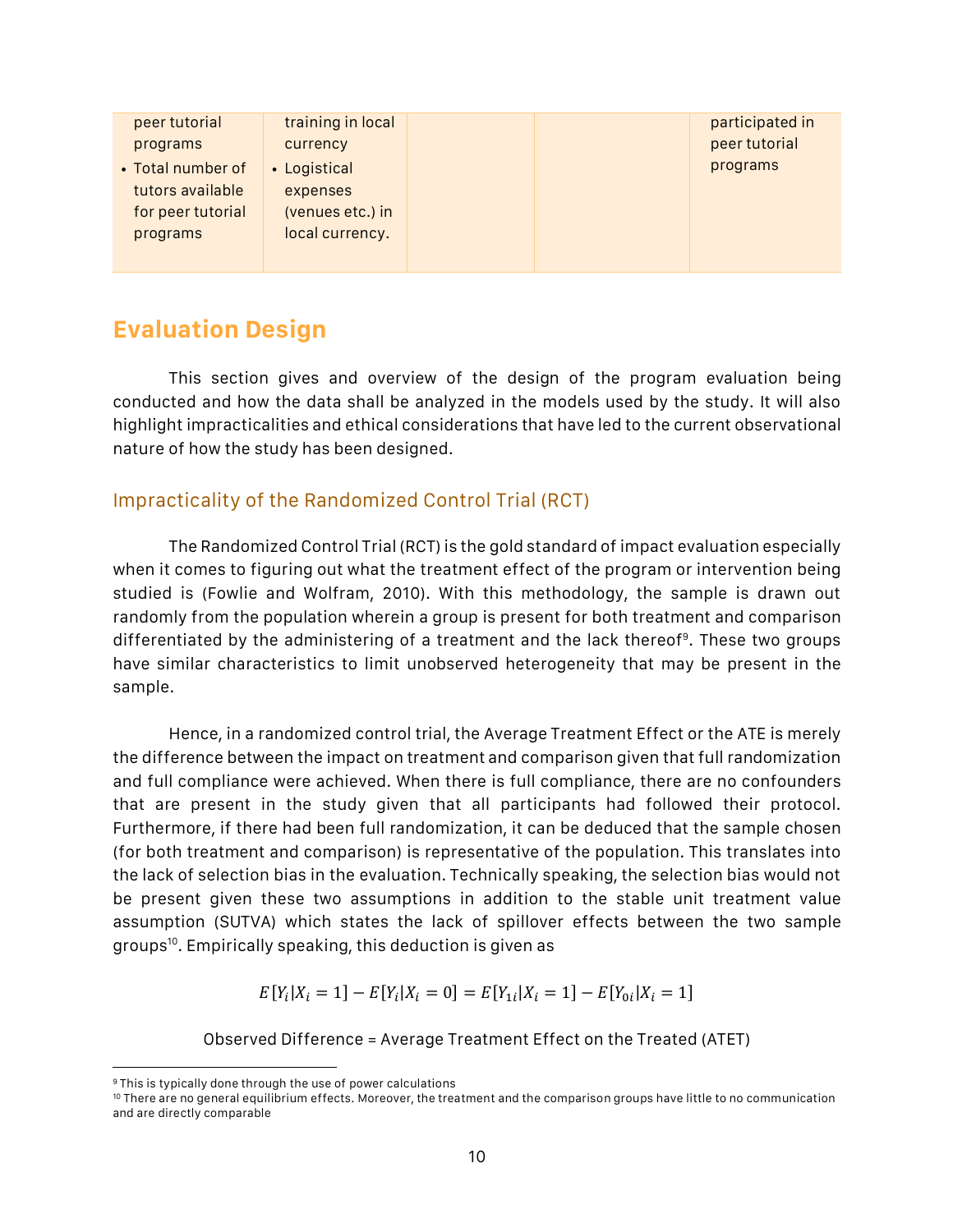| | | | | |
|---|---|---|---|---|
| peer tutorial programs<br>• Total number of tutors available for peer tutorial programs | training in local currency<br>• Logistical expenses (venues etc.) in local currency. | | | participated in peer tutorial programs |

## Evaluation Design

This section gives and overview of the design of the program evaluation being conducted and how the data shall be analyzed in the models used by the study. It will also highlight impracticalities and ethical considerations that have led to the current observational nature of how the study has been designed.

### Impracticality of the Randomized Control Trial (RCT)

The Randomized Control Trial (RCT) is the gold standard of impact evaluation especially when it comes to figuring out what the treatment effect of the program or intervention being studied is (Fowlie and Wolfram, 2010). With this methodology, the sample is drawn out randomly from the population wherein a group is present for both treatment and comparison differentiated by the administering of a treatment and the lack thereof[9]. These two groups have similar characteristics to limit unobserved heterogeneity that may be present in the sample.

Hence, in a randomized control trial, the Average Treatment Effect or the ATE is merely the difference between the impact on treatment and comparison given that full randomization and full compliance were achieved. When there is full compliance, there are no confounders that are present in the study given that all participants had followed their protocol. Furthermore, if there had been full randomization, it can be deduced that the sample chosen (for both treatment and comparison) is representative of the population. This translates into the lack of selection bias in the evaluation. Technically speaking, the selection bias would not be present given these two assumptions in addition to the stable unit treatment value assumption (SUTVA) which states the lack of spillover effects between the two sample groups[10]. Empirically speaking, this deduction is given as

$$E[Y_i|X_i = 1] - E[Y_i|X_i = 0] = E[Y_{1i}|X_i = 1] - E[Y_{0i}|X_i = 1]$$

Observed Difference = Average Treatment Effect on the Treated (ATET)

[9] This is typically done through the use of power calculations

[10] There are no general equilibrium effects. Moreover, the treatment and the comparison groups have little to no communication and are directly comparable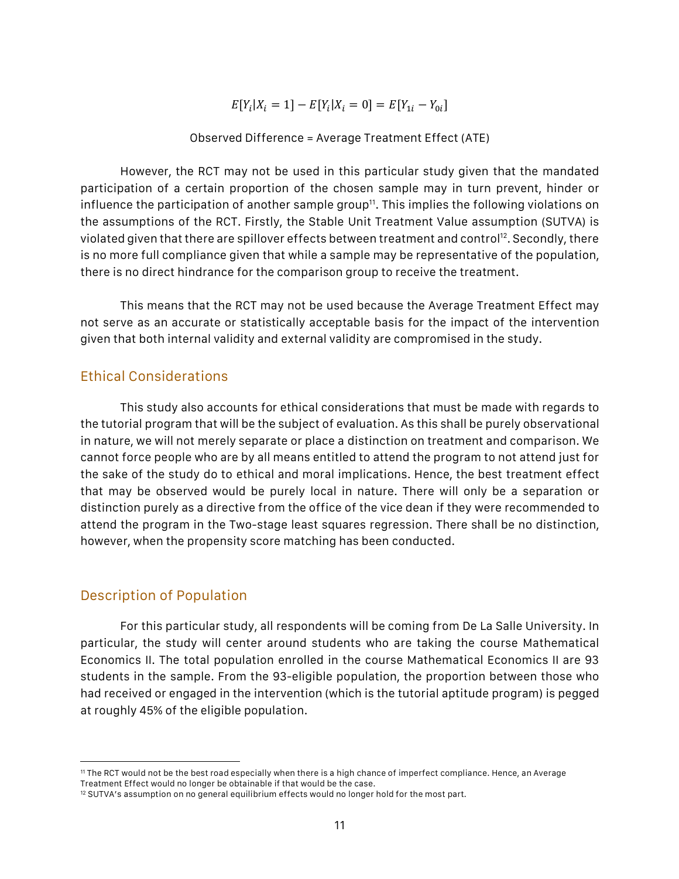$$E[Y_i|X_i = 1] - E[Y_i|X_i = 0] = E[Y_{1i} - Y_{0i}]$$

Observed Difference = Average Treatment Effect (ATE)

However, the RCT may not be used in this particular study given that the mandated participation of a certain proportion of the chosen sample may in turn prevent, hinder or influence the participation of another sample group[11]. This implies the following violations on the assumptions of the RCT. Firstly, the Stable Unit Treatment Value assumption (SUTVA) is violated given that there are spillover effects between treatment and control[12]. Secondly, there is no more full compliance given that while a sample may be representative of the population, there is no direct hindrance for the comparison group to receive the treatment.

This means that the RCT may not be used because the Average Treatment Effect may not serve as an accurate or statistically acceptable basis for the impact of the intervention given that both internal validity and external validity are compromised in the study.

## Ethical Considerations

This study also accounts for ethical considerations that must be made with regards to the tutorial program that will be the subject of evaluation. As this shall be purely observational in nature, we will not merely separate or place a distinction on treatment and comparison. We cannot force people who are by all means entitled to attend the program to not attend just for the sake of the study do to ethical and moral implications. Hence, the best treatment effect that may be observed would be purely local in nature. There will only be a separation or distinction purely as a directive from the office of the vice dean if they were recommended to attend the program in the Two-stage least squares regression. There shall be no distinction, however, when the propensity score matching has been conducted.

## Description of Population

For this particular study, all respondents will be coming from De La Salle University. In particular, the study will center around students who are taking the course Mathematical Economics II. The total population enrolled in the course Mathematical Economics II are 93 students in the sample. From the 93-eligible population, the proportion between those who had received or engaged in the intervention (which is the tutorial aptitude program) is pegged at roughly 45% of the eligible population.

---

[11] The RCT would not be the best road especially when there is a high chance of imperfect compliance. Hence, an Average Treatment Effect would no longer be obtainable if that would be the case.

[12] SUTVA's assumption on no general equilibrium effects would no longer hold for the most part.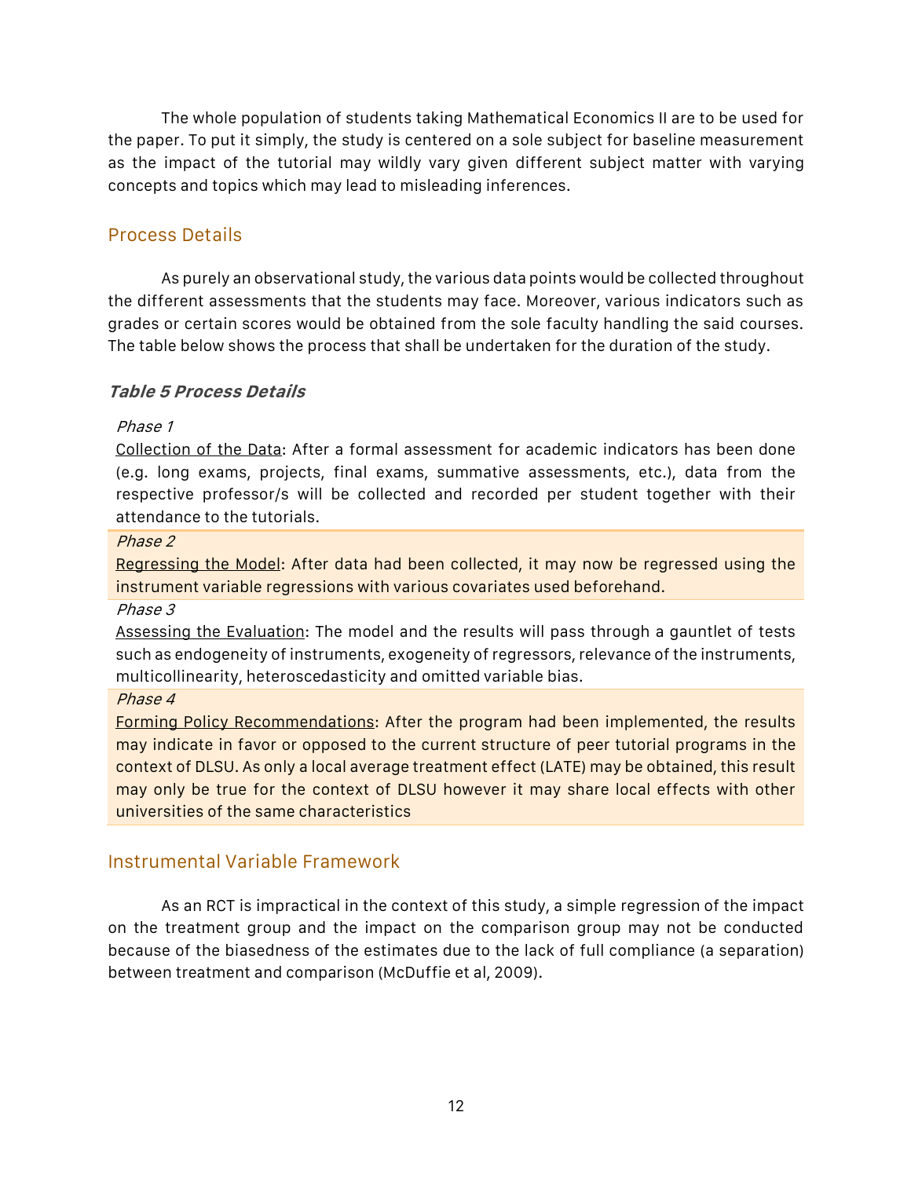The whole population of students taking Mathematical Economics II are to be used for the paper. To put it simply, the study is centered on a sole subject for baseline measurement as the impact of the tutorial may wildly vary given different subject matter with varying concepts and topics which may lead to misleading inferences.

## Process Details

As purely an observational study, the various data points would be collected throughout the different assessments that the students may face. Moreover, various indicators such as grades or certain scores would be obtained from the sole faculty handling the said courses. The table below shows the process that shall be undertaken for the duration of the study.

### *Table 5 Process Details*

| |
|---|
| *Phase 1*<br>Collection of the Data: After a formal assessment for academic indicators has been done (e.g. long exams, projects, final exams, summative assessments, etc.), data from the respective professor/s will be collected and recorded per student together with their attendance to the tutorials. |
| *Phase 2*<br>Regressing the Model: After data had been collected, it may now be regressed using the instrument variable regressions with various covariates used beforehand. |
| *Phase 3*<br>Assessing the Evaluation: The model and the results will pass through a gauntlet of tests such as endogeneity of instruments, exogeneity of regressors, relevance of the instruments, multicollinearity, heteroscedasticity and omitted variable bias. |
| *Phase 4*<br>Forming Policy Recommendations: After the program had been implemented, the results may indicate in favor or opposed to the current structure of peer tutorial programs in the context of DLSU. As only a local average treatment effect (LATE) may be obtained, this result may only be true for the context of DLSU however it may share local effects with other universities of the same characteristics |

## Instrumental Variable Framework

As an RCT is impractical in the context of this study, a simple regression of the impact on the treatment group and the impact on the comparison group may not be conducted because of the biasedness of the estimates due to the lack of full compliance (a separation) between treatment and comparison (McDuffie et al, 2009).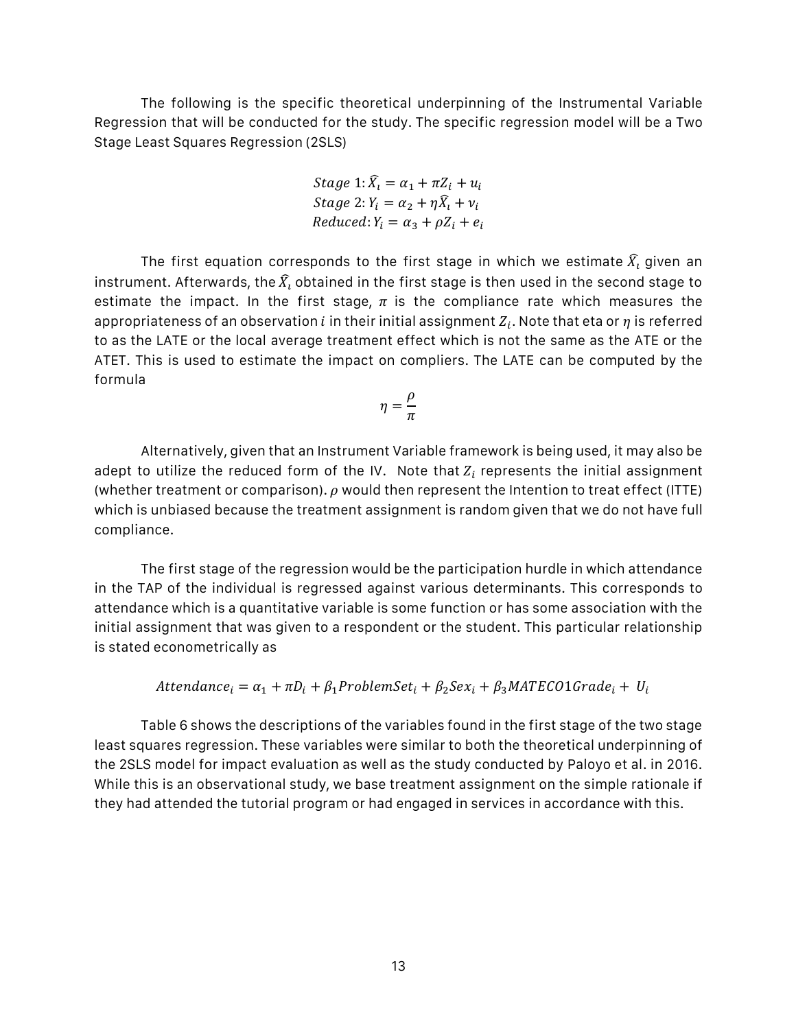The following is the specific theoretical underpinning of the Instrumental Variable Regression that will be conducted for the study. The specific regression model will be a Two Stage Least Squares Regression (2SLS)

$$
\begin{aligned}
Stage\ 1&: \widehat{X}_i = \alpha_1 + \pi Z_i + u_i \\
Stage\ 2&: Y_i = \alpha_2 + \eta \widehat{X}_i + v_i \\
Reduced&: Y_i = \alpha_3 + \rho Z_i + e_i
\end{aligned}
$$

The first equation corresponds to the first stage in which we estimate $\widehat{X}_i$ given an instrument. Afterwards, the $\widehat{X}_i$ obtained in the first stage is then used in the second stage to estimate the impact. In the first stage, $\pi$ is the compliance rate which measures the appropriateness of an observation $i$ in their initial assignment $Z_i$. Note that eta or $\eta$ is referred to as the LATE or the local average treatment effect which is not the same as the ATE or the ATET. This is used to estimate the impact on compliers. The LATE can be computed by the formula

$$
\eta = \frac{\rho}{\pi}
$$

Alternatively, given that an Instrument Variable framework is being used, it may also be adept to utilize the reduced form of the IV. Note that $Z_i$ represents the initial assignment (whether treatment or comparison). $\rho$ would then represent the Intention to treat effect (ITTE) which is unbiased because the treatment assignment is random given that we do not have full compliance.

The first stage of the regression would be the participation hurdle in which attendance in the TAP of the individual is regressed against various determinants. This corresponds to attendance which is a quantitative variable is some function or has some association with the initial assignment that was given to a respondent or the student. This particular relationship is stated econometrically as

$$
Attendance_i = \alpha_1 + \pi D_i + \beta_1 ProblemSet_i + \beta_2 Sex_i + \beta_3 MATECO1Grade_i + U_i
$$

Table 6 shows the descriptions of the variables found in the first stage of the two stage least squares regression. These variables were similar to both the theoretical underpinning of the 2SLS model for impact evaluation as well as the study conducted by Paloyo et al. in 2016. While this is an observational study, we base treatment assignment on the simple rationale if they had attended the tutorial program or had engaged in services in accordance with this.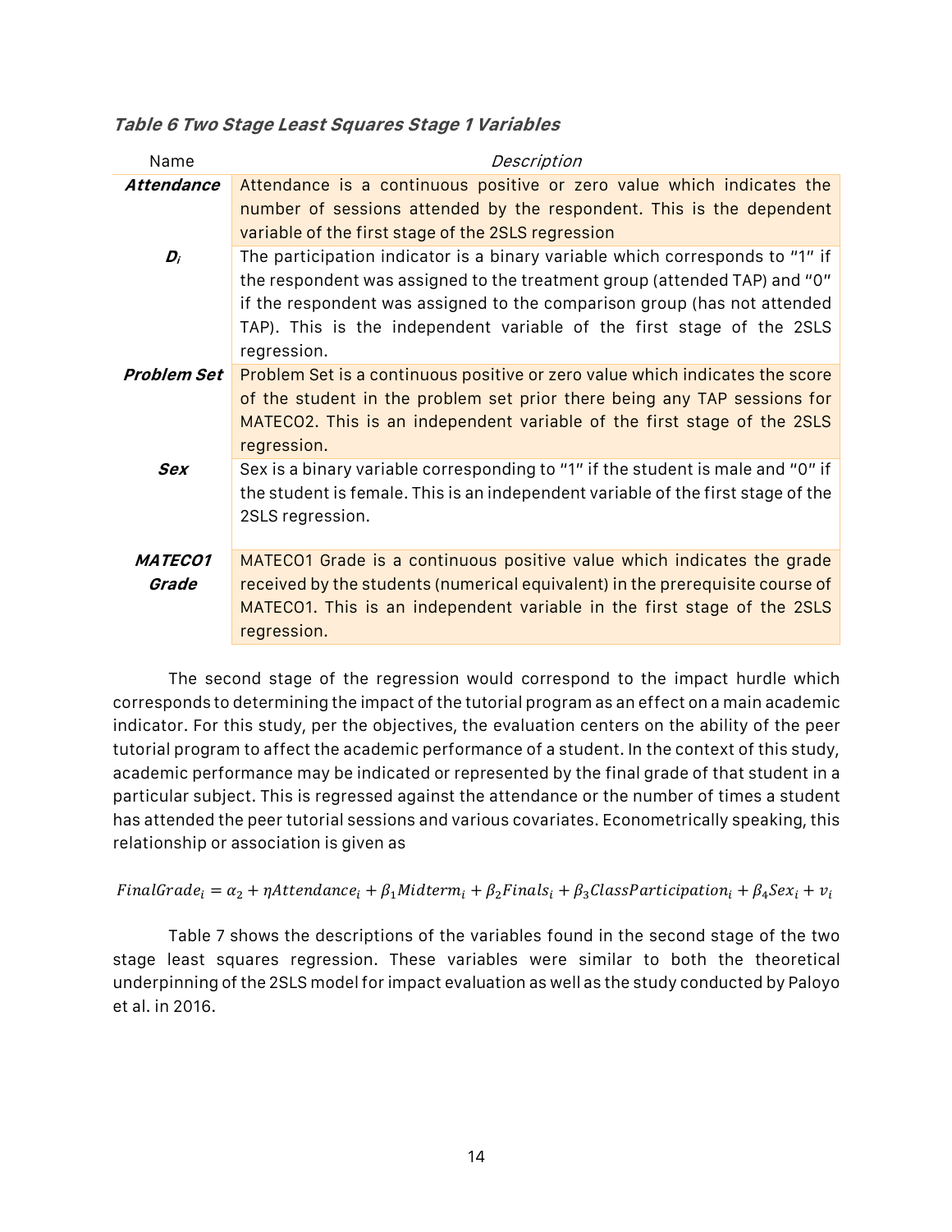***Table 6 Two Stage Least Squares Stage 1 Variables***

| Name | *Description* |
| --- | --- |
| ***Attendance*** | Attendance is a continuous positive or zero value which indicates the number of sessions attended by the respondent. This is the dependent variable of the first stage of the 2SLS regression |
| $D_i$ | The participation indicator is a binary variable which corresponds to "1" if the respondent was assigned to the treatment group (attended TAP) and "0" if the respondent was assigned to the comparison group (has not attended TAP). This is the independent variable of the first stage of the 2SLS regression. |
| ***Problem Set*** | Problem Set is a continuous positive or zero value which indicates the score of the student in the problem set prior there being any TAP sessions for MATECO2. This is an independent variable of the first stage of the 2SLS regression. |
| ***Sex*** | Sex is a binary variable corresponding to "1" if the student is male and "0" if the student is female. This is an independent variable of the first stage of the 2SLS regression. |
| ***MATECO1 Grade*** | MATECO1 Grade is a continuous positive value which indicates the grade received by the students (numerical equivalent) in the prerequisite course of MATECO1. This is an independent variable in the first stage of the 2SLS regression. |

The second stage of the regression would correspond to the impact hurdle which corresponds to determining the impact of the tutorial program as an effect on a main academic indicator. For this study, per the objectives, the evaluation centers on the ability of the peer tutorial program to affect the academic performance of a student. In the context of this study, academic performance may be indicated or represented by the final grade of that student in a particular subject. This is regressed against the attendance or the number of times a student has attended the peer tutorial sessions and various covariates. Econometrically speaking, this relationship or association is given as

$$FinalGrade_i = \alpha_2 + \eta Attendance_i + \beta_1 Midterm_i + \beta_2 Finals_i + \beta_3 ClassParticipation_i + \beta_4 Sex_i + v_i$$

Table 7 shows the descriptions of the variables found in the second stage of the two stage least squares regression. These variables were similar to both the theoretical underpinning of the 2SLS model for impact evaluation as well as the study conducted by Paloyo et al. in 2016.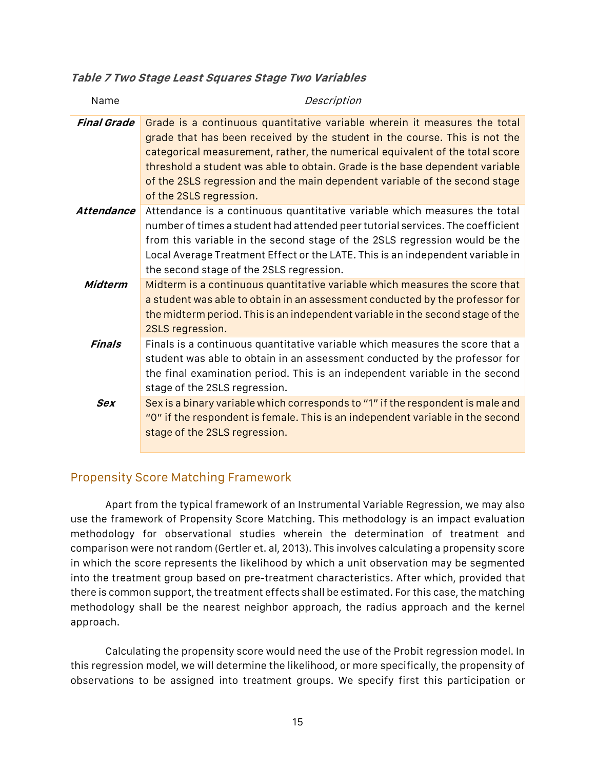***Table 7 Two Stage Least Squares Stage Two Variables***

| Name | *Description* |
|---|---|
| ***Final Grade*** | Grade is a continuous quantitative variable wherein it measures the total grade that has been received by the student in the course. This is not the categorical measurement, rather, the numerical equivalent of the total score threshold a student was able to obtain. Grade is the base dependent variable of the 2SLS regression and the main dependent variable of the second stage of the 2SLS regression. |
| ***Attendance*** | Attendance is a continuous quantitative variable which measures the total number of times a student had attended peer tutorial services. The coefficient from this variable in the second stage of the 2SLS regression would be the Local Average Treatment Effect or the LATE. This is an independent variable in the second stage of the 2SLS regression. |
| ***Midterm*** | Midterm is a continuous quantitative variable which measures the score that a student was able to obtain in an assessment conducted by the professor for the midterm period. This is an independent variable in the second stage of the 2SLS regression. |
| ***Finals*** | Finals is a continuous quantitative variable which measures the score that a student was able to obtain in an assessment conducted by the professor for the final examination period. This is an independent variable in the second stage of the 2SLS regression. |
| ***Sex*** | Sex is a binary variable which corresponds to "1" if the respondent is male and "0" if the respondent is female. This is an independent variable in the second stage of the 2SLS regression. |

## Propensity Score Matching Framework

Apart from the typical framework of an Instrumental Variable Regression, we may also use the framework of Propensity Score Matching. This methodology is an impact evaluation methodology for observational studies wherein the determination of treatment and comparison were not random (Gertler et. al, 2013). This involves calculating a propensity score in which the score represents the likelihood by which a unit observation may be segmented into the treatment group based on pre-treatment characteristics. After which, provided that there is common support, the treatment effects shall be estimated. For this case, the matching methodology shall be the nearest neighbor approach, the radius approach and the kernel approach.

Calculating the propensity score would need the use of the Probit regression model. In this regression model, we will determine the likelihood, or more specifically, the propensity of observations to be assigned into treatment groups. We specify first this participation or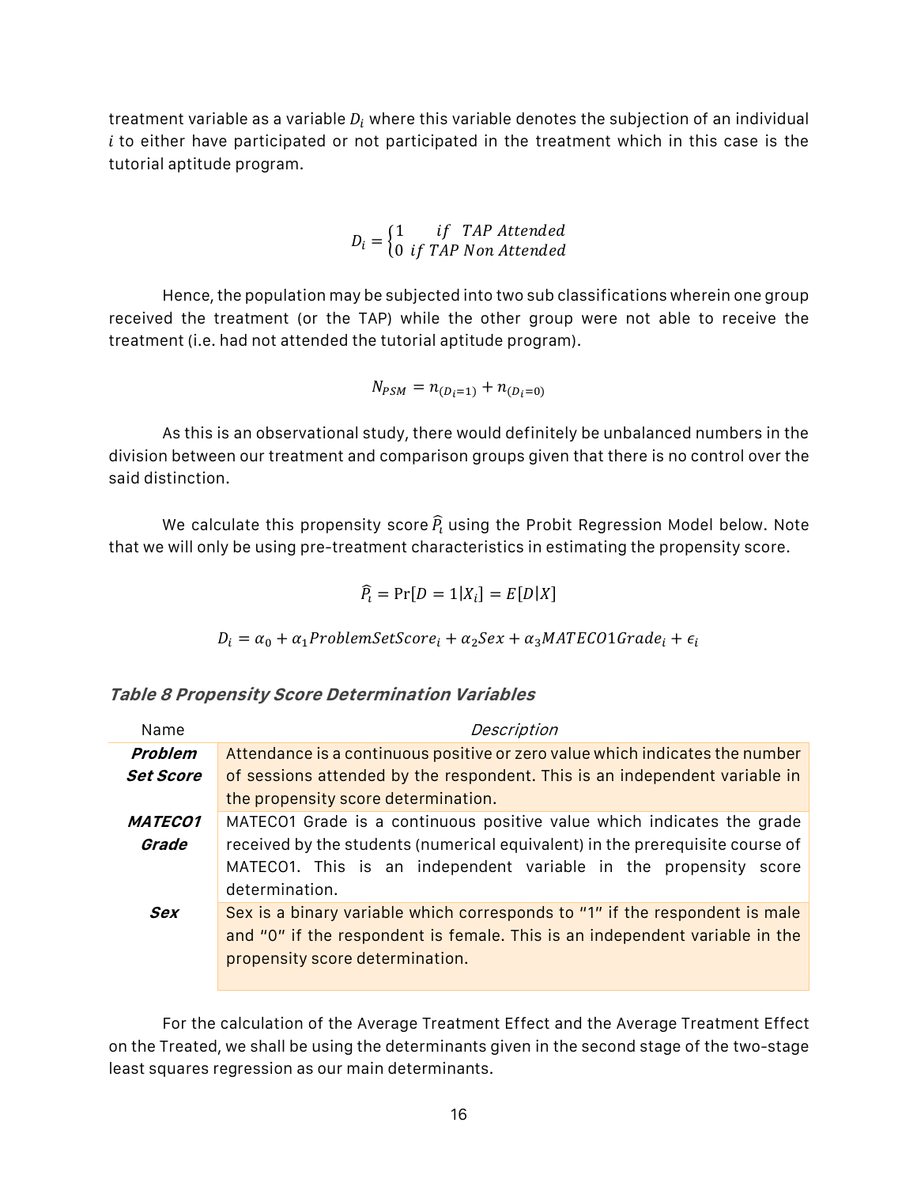treatment variable as a variable $D_i$ where this variable denotes the subjection of an individual $i$ to either have participated or not participated in the treatment which in this case is the tutorial aptitude program.

$$D_i = \begin{cases} 1 & if \;\; TAP \; Attended \\ 0 & if \; TAP \; Non \; Attended \end{cases}$$

Hence, the population may be subjected into two sub classifications wherein one group received the treatment (or the TAP) while the other group were not able to receive the treatment (i.e. had not attended the tutorial aptitude program).

$$N_{PSM} = n_{(D_i=1)} + n_{(D_i=0)}$$

As this is an observational study, there would definitely be unbalanced numbers in the division between our treatment and comparison groups given that there is no control over the said distinction.

We calculate this propensity score $\widehat{P}_i$ using the Probit Regression Model below. Note that we will only be using pre-treatment characteristics in estimating the propensity score.

$$\widehat{P}_i = \Pr[D = 1|X_i] = E[D|X]$$

$$D_i = \alpha_0 + \alpha_1 ProblemSetScore_i + \alpha_2 Sex + \alpha_3 MATECO1Grade_i + \epsilon_i$$

***Table 8 Propensity Score Determination Variables***

| Name | *Description* |
|---|---|
| ***Problem Set Score*** | Attendance is a continuous positive or zero value which indicates the number of sessions attended by the respondent. This is an independent variable in the propensity score determination. |
| ***MATECO1 Grade*** | MATECO1 Grade is a continuous positive value which indicates the grade received by the students (numerical equivalent) in the prerequisite course of MATECO1. This is an independent variable in the propensity score determination. |
| ***Sex*** | Sex is a binary variable which corresponds to "1" if the respondent is male and "0" if the respondent is female. This is an independent variable in the propensity score determination. |

For the calculation of the Average Treatment Effect and the Average Treatment Effect on the Treated, we shall be using the determinants given in the second stage of the two-stage least squares regression as our main determinants.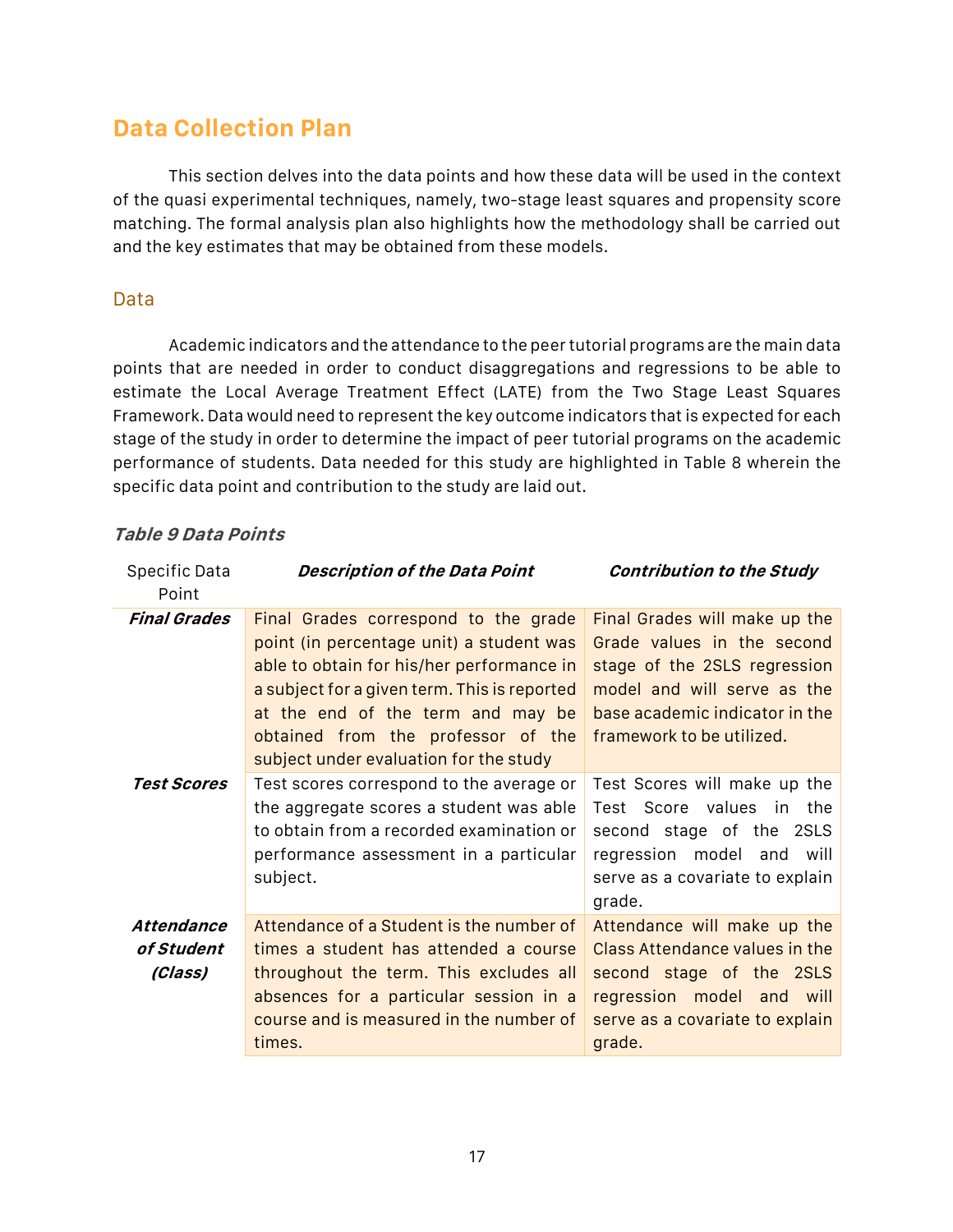## Data Collection Plan

This section delves into the data points and how these data will be used in the context of the quasi experimental techniques, namely, two-stage least squares and propensity score matching. The formal analysis plan also highlights how the methodology shall be carried out and the key estimates that may be obtained from these models.

### Data

Academic indicators and the attendance to the peer tutorial programs are the main data points that are needed in order to conduct disaggregations and regressions to be able to estimate the Local Average Treatment Effect (LATE) from the Two Stage Least Squares Framework. Data would need to represent the key outcome indicators that is expected for each stage of the study in order to determine the impact of peer tutorial programs on the academic performance of students. Data needed for this study are highlighted in Table 8 wherein the specific data point and contribution to the study are laid out.

***Table 9 Data Points***

| Specific Data Point | ***Description of the Data Point*** | ***Contribution to the Study*** |
|---|---|---|
| ***Final Grades*** | Final Grades correspond to the grade point (in percentage unit) a student was able to obtain for his/her performance in a subject for a given term. This is reported at the end of the term and may be obtained from the professor of the subject under evaluation for the study | Final Grades will make up the Grade values in the second stage of the 2SLS regression model and will serve as the base academic indicator in the framework to be utilized. |
| ***Test Scores*** | Test scores correspond to the average or the aggregate scores a student was able to obtain from a recorded examination or performance assessment in a particular subject. | Test Scores will make up the Test Score values in the second stage of the 2SLS regression model and will serve as a covariate to explain grade. |
| ***Attendance of Student (Class)*** | Attendance of a Student is the number of times a student has attended a course throughout the term. This excludes all absences for a particular session in a course and is measured in the number of times. | Attendance will make up the Class Attendance values in the second stage of the 2SLS regression model and will serve as a covariate to explain grade. |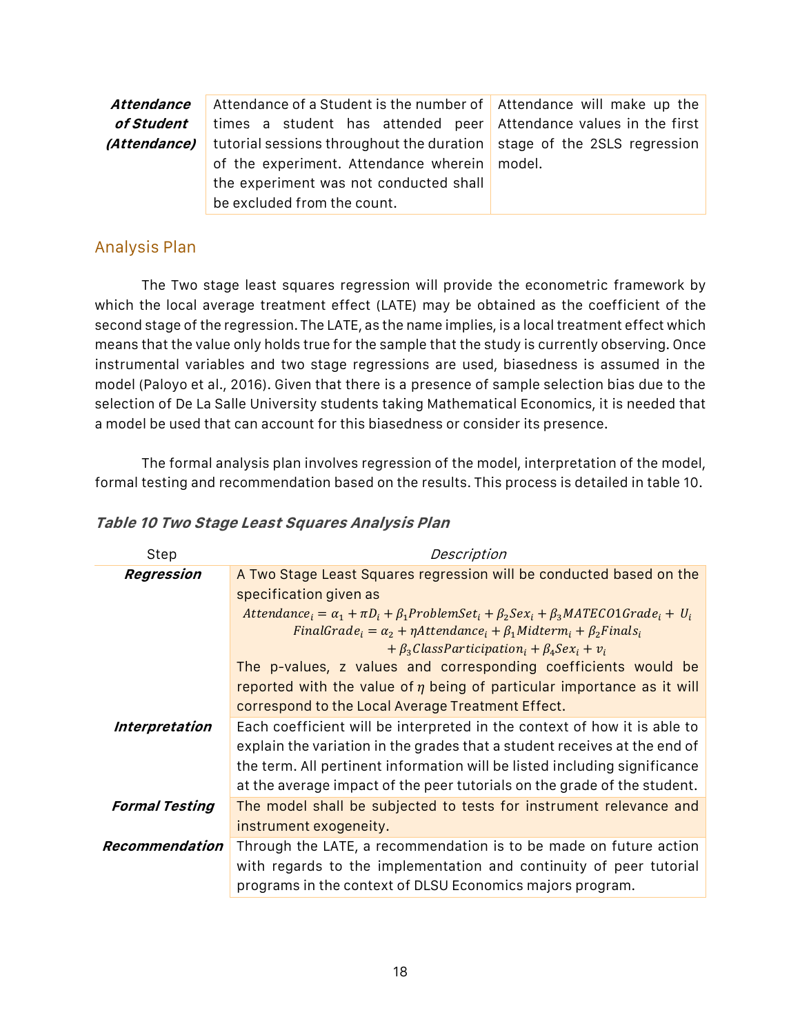| | | |
|---|---|---|
| ***Attendance of Student (Attendance)*** | Attendance of a Student is the number of times a student has attended peer tutorial sessions throughout the duration of the experiment. Attendance wherein the experiment was not conducted shall be excluded from the count. | Attendance will make up the Attendance values in the first stage of the 2SLS regression model. |

## Analysis Plan

The Two stage least squares regression will provide the econometric framework by which the local average treatment effect (LATE) may be obtained as the coefficient of the second stage of the regression. The LATE, as the name implies, is a local treatment effect which means that the value only holds true for the sample that the study is currently observing. Once instrumental variables and two stage regressions are used, biasedness is assumed in the model (Paloyo et al., 2016). Given that there is a presence of sample selection bias due to the selection of De La Salle University students taking Mathematical Economics, it is needed that a model be used that can account for this biasedness or consider its presence.

The formal analysis plan involves regression of the model, interpretation of the model, formal testing and recommendation based on the results. This process is detailed in table 10.

***Table 10 Two Stage Least Squares Analysis Plan***

| Step | *Description* |
|---|---|
| ***Regression*** | A Two Stage Least Squares regression will be conducted based on the specification given as $Attendance_i = \alpha_1 + \pi D_i + \beta_1 ProblemSet_i + \beta_2 Sex_i + \beta_3 MATECO1Grade_i + U_i$ $FinalGrade_i = \alpha_2 + \eta Attendance_i + \beta_1 Midterm_i + \beta_2 Finals_i + \beta_3 ClassParticipation_i + \beta_4 Sex_i + v_i$ The p-values, z values and corresponding coefficients would be reported with the value of $\eta$ being of particular importance as it will correspond to the Local Average Treatment Effect. |
| ***Interpretation*** | Each coefficient will be interpreted in the context of how it is able to explain the variation in the grades that a student receives at the end of the term. All pertinent information will be listed including significance at the average impact of the peer tutorials on the grade of the student. |
| ***Formal Testing*** | The model shall be subjected to tests for instrument relevance and instrument exogeneity. |
| ***Recommendation*** | Through the LATE, a recommendation is to be made on future action with regards to the implementation and continuity of peer tutorial programs in the context of DLSU Economics majors program. |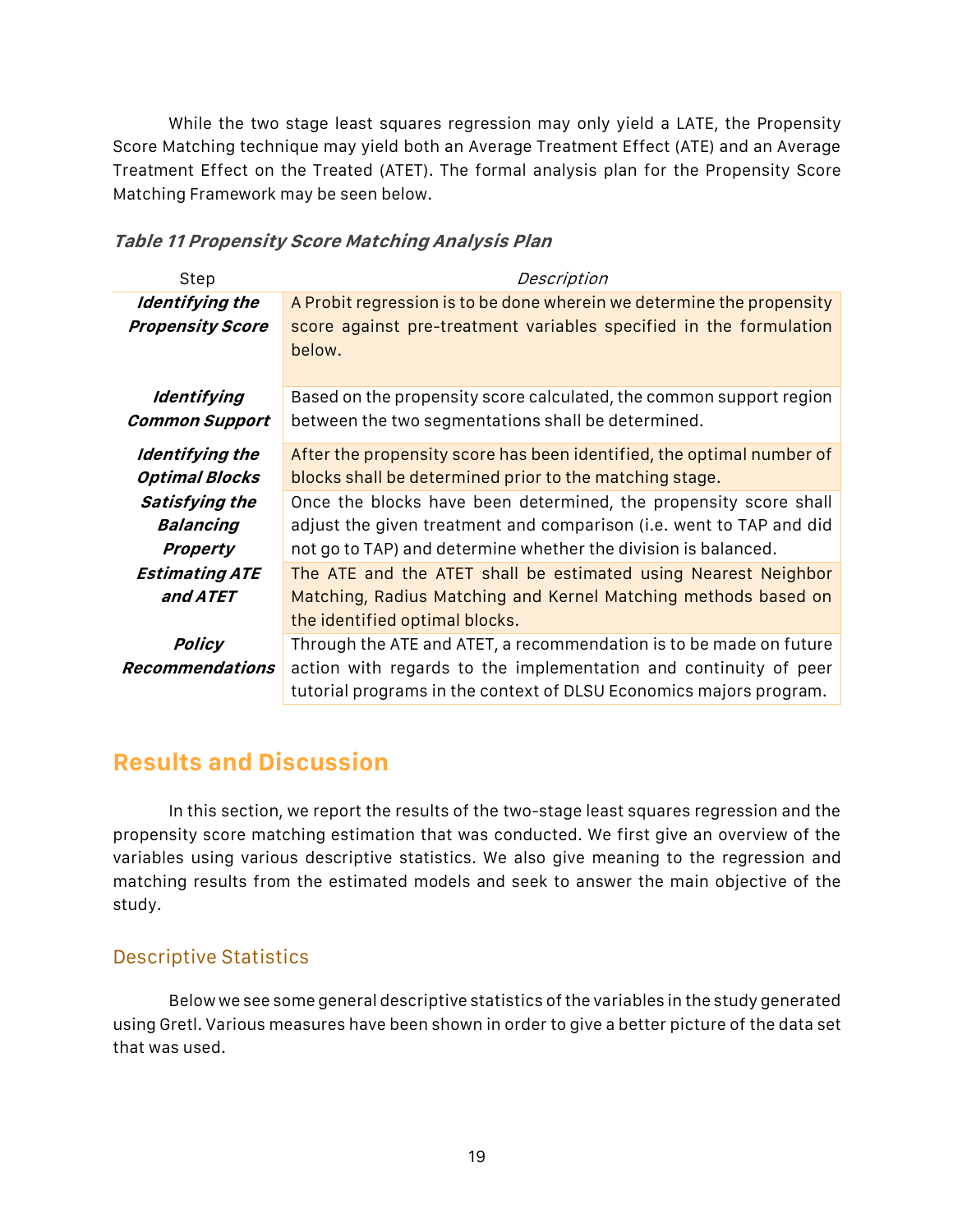While the two stage least squares regression may only yield a LATE, the Propensity Score Matching technique may yield both an Average Treatment Effect (ATE) and an Average Treatment Effect on the Treated (ATET). The formal analysis plan for the Propensity Score Matching Framework may be seen below.

***Table 11 Propensity Score Matching Analysis Plan***

| Step | *Description* |
|---|---|
| ***Identifying the Propensity Score*** | A Probit regression is to be done wherein we determine the propensity score against pre-treatment variables specified in the formulation below. |
| ***Identifying Common Support*** | Based on the propensity score calculated, the common support region between the two segmentations shall be determined. |
| ***Identifying the Optimal Blocks*** | After the propensity score has been identified, the optimal number of blocks shall be determined prior to the matching stage. |
| ***Satisfying the Balancing Property*** | Once the blocks have been determined, the propensity score shall adjust the given treatment and comparison (i.e. went to TAP and did not go to TAP) and determine whether the division is balanced. |
| ***Estimating ATE and ATET*** | The ATE and the ATET shall be estimated using Nearest Neighbor Matching, Radius Matching and Kernel Matching methods based on the identified optimal blocks. |
| ***Policy Recommendations*** | Through the ATE and ATET, a recommendation is to be made on future action with regards to the implementation and continuity of peer tutorial programs in the context of DLSU Economics majors program. |

## Results and Discussion

In this section, we report the results of the two-stage least squares regression and the propensity score matching estimation that was conducted. We first give an overview of the variables using various descriptive statistics. We also give meaning to the regression and matching results from the estimated models and seek to answer the main objective of the study.

### Descriptive Statistics

Below we see some general descriptive statistics of the variables in the study generated using Gretl. Various measures have been shown in order to give a better picture of the data set that was used.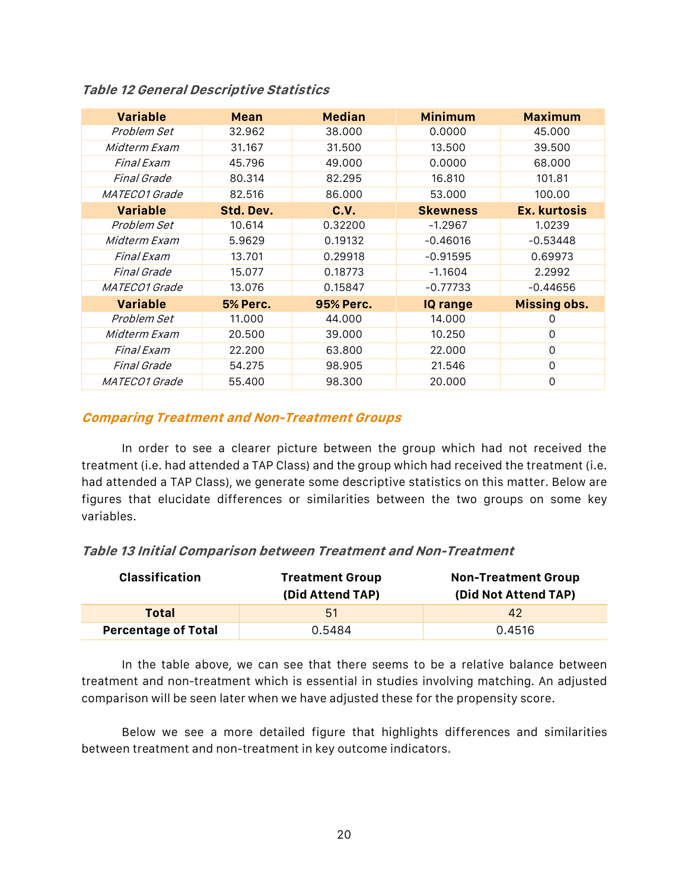*Table 12 General Descriptive Statistics*

| Variable | Mean | Median | Minimum | Maximum |
|---|---|---|---|---|
| *Problem Set* | 32.962 | 38.000 | 0.0000 | 45.000 |
| *Midterm Exam* | 31.167 | 31.500 | 13.500 | 39.500 |
| *Final Exam* | 45.796 | 49.000 | 0.0000 | 68.000 |
| *Final Grade* | 80.314 | 82.295 | 16.810 | 101.81 |
| *MATECO1 Grade* | 82.516 | 86.000 | 53.000 | 100.00 |
| **Variable** | **Std. Dev.** | **C.V.** | **Skewness** | **Ex. kurtosis** |
| *Problem Set* | 10.614 | 0.32200 | -1.2967 | 1.0239 |
| *Midterm Exam* | 5.9629 | 0.19132 | -0.46016 | -0.53448 |
| *Final Exam* | 13.701 | 0.29918 | -0.91595 | 0.69973 |
| *Final Grade* | 15.077 | 0.18773 | -1.1604 | 2.2992 |
| *MATECO1 Grade* | 13.076 | 0.15847 | -0.77733 | -0.44656 |
| **Variable** | **5% Perc.** | **95% Perc.** | **IQ range** | **Missing obs.** |
| *Problem Set* | 11.000 | 44.000 | 14.000 | 0 |
| *Midterm Exam* | 20.500 | 39.000 | 10.250 | 0 |
| *Final Exam* | 22.200 | 63.800 | 22.000 | 0 |
| *Final Grade* | 54.275 | 98.905 | 21.546 | 0 |
| *MATECO1 Grade* | 55.400 | 98.300 | 20.000 | 0 |

### *Comparing Treatment and Non-Treatment Groups*

In order to see a clearer picture between the group which had not received the treatment (i.e. had attended a TAP Class) and the group which had received the treatment (i.e. had attended a TAP Class), we generate some descriptive statistics on this matter. Below are figures that elucidate differences or similarities between the two groups on some key variables.

*Table 13 Initial Comparison between Treatment and Non-Treatment*

| Classification | Treatment Group (Did Attend TAP) | Non-Treatment Group (Did Not Attend TAP) |
|---|---|---|
| **Total** | 51 | 42 |
| **Percentage of Total** | 0.5484 | 0.4516 |

In the table above, we can see that there seems to be a relative balance between treatment and non-treatment which is essential in studies involving matching. An adjusted comparison will be seen later when we have adjusted these for the propensity score.

Below we see a more detailed figure that highlights differences and similarities between treatment and non-treatment in key outcome indicators.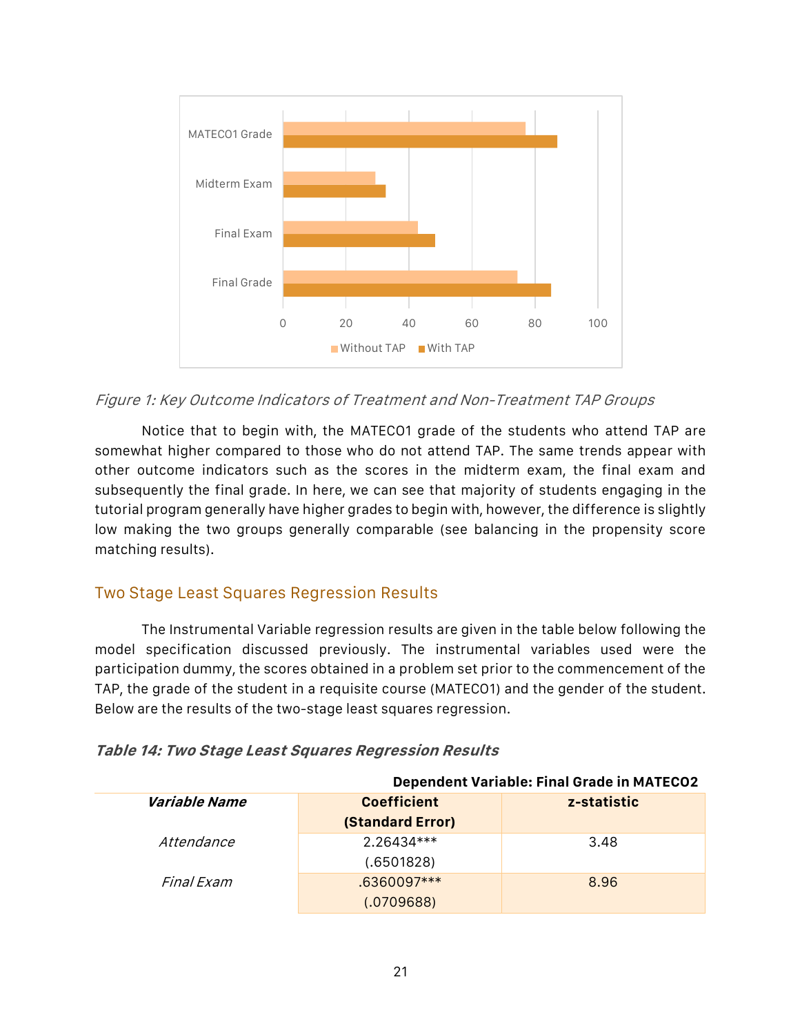MATECO1 Grade

Midterm Exam

Final Exam

Final Grade

0 20 40 60 80 100

Without TAP With TAP

*Figure 1: Key Outcome Indicators of Treatment and Non-Treatment TAP Groups*

Notice that to begin with, the MATECO1 grade of the students who attend TAP are somewhat higher compared to those who do not attend TAP. The same trends appear with other outcome indicators such as the scores in the midterm exam, the final exam and subsequently the final grade. In here, we can see that majority of students engaging in the tutorial program generally have higher grades to begin with, however, the difference is slightly low making the two groups generally comparable (see balancing in the propensity score matching results).

## Two Stage Least Squares Regression Results

The Instrumental Variable regression results are given in the table below following the model specification discussed previously. The instrumental variables used were the participation dummy, the scores obtained in a problem set prior to the commencement of the TAP, the grade of the student in a requisite course (MATECO1) and the gender of the student. Below are the results of the two-stage least squares regression.

***Table 14: Two Stage Least Squares Regression Results***

| | Dependent Variable: Final Grade in MATECO2 | |
|---|---|---|
| ***Variable Name*** | **Coefficient (Standard Error)** | **z-statistic** |
| *Attendance* | 2.26434*** (.6501828) | 3.48 |
| *Final Exam* | .6360097*** (.0709688) | 8.96 |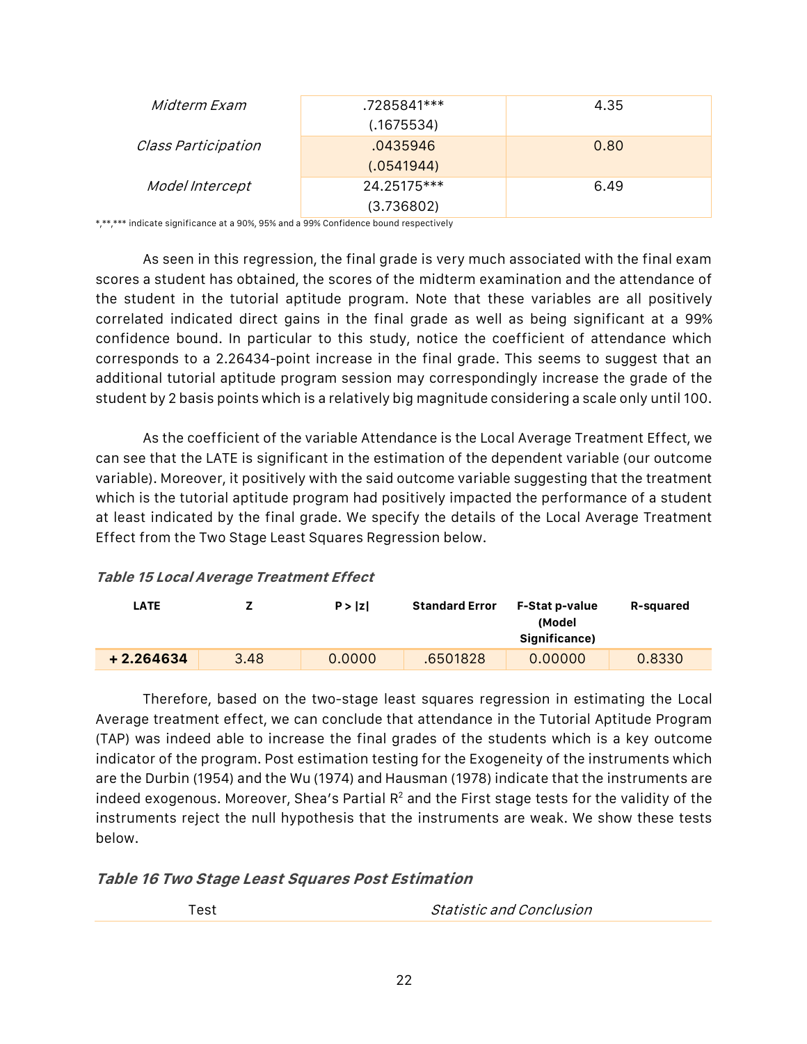| | | |
|---|---|---|
| *Midterm Exam* | .7285841*** (.1675534) | 4.35 |
| *Class Participation* | .0435946 (.0541944) | 0.80 |
| *Model Intercept* | 24.25175*** (3.736802) | 6.49 |

*,**,*** indicate significance at a 90%, 95% and a 99% Confidence bound respectively

As seen in this regression, the final grade is very much associated with the final exam scores a student has obtained, the scores of the midterm examination and the attendance of the student in the tutorial aptitude program. Note that these variables are all positively correlated indicated direct gains in the final grade as well as being significant at a 99% confidence bound. In particular to this study, notice the coefficient of attendance which corresponds to a 2.26434-point increase in the final grade. This seems to suggest that an additional tutorial aptitude program session may correspondingly increase the grade of the student by 2 basis points which is a relatively big magnitude considering a scale only until 100.

As the coefficient of the variable Attendance is the Local Average Treatment Effect, we can see that the LATE is significant in the estimation of the dependent variable (our outcome variable). Moreover, it positively with the said outcome variable suggesting that the treatment which is the tutorial aptitude program had positively impacted the performance of a student at least indicated by the final grade. We specify the details of the Local Average Treatment Effect from the Two Stage Least Squares Regression below.

***Table 15 Local Average Treatment Effect***

| LATE | Z | P > \|z\| | Standard Error | F-Stat p-value (Model Significance) | R-squared |
|---|---|---|---|---|---|
| **+ 2.264634** | 3.48 | 0.0000 | .6501828 | 0.00000 | 0.8330 |

Therefore, based on the two-stage least squares regression in estimating the Local Average treatment effect, we can conclude that attendance in the Tutorial Aptitude Program (TAP) was indeed able to increase the final grades of the students which is a key outcome indicator of the program. Post estimation testing for the Exogeneity of the instruments which are the Durbin (1954) and the Wu (1974) and Hausman (1978) indicate that the instruments are indeed exogenous. Moreover, Shea's Partial $R^2$ and the First stage tests for the validity of the instruments reject the null hypothesis that the instruments are weak. We show these tests below.

***Table 16 Two Stage Least Squares Post Estimation***

| Test | *Statistic and Conclusion* |
|---|---|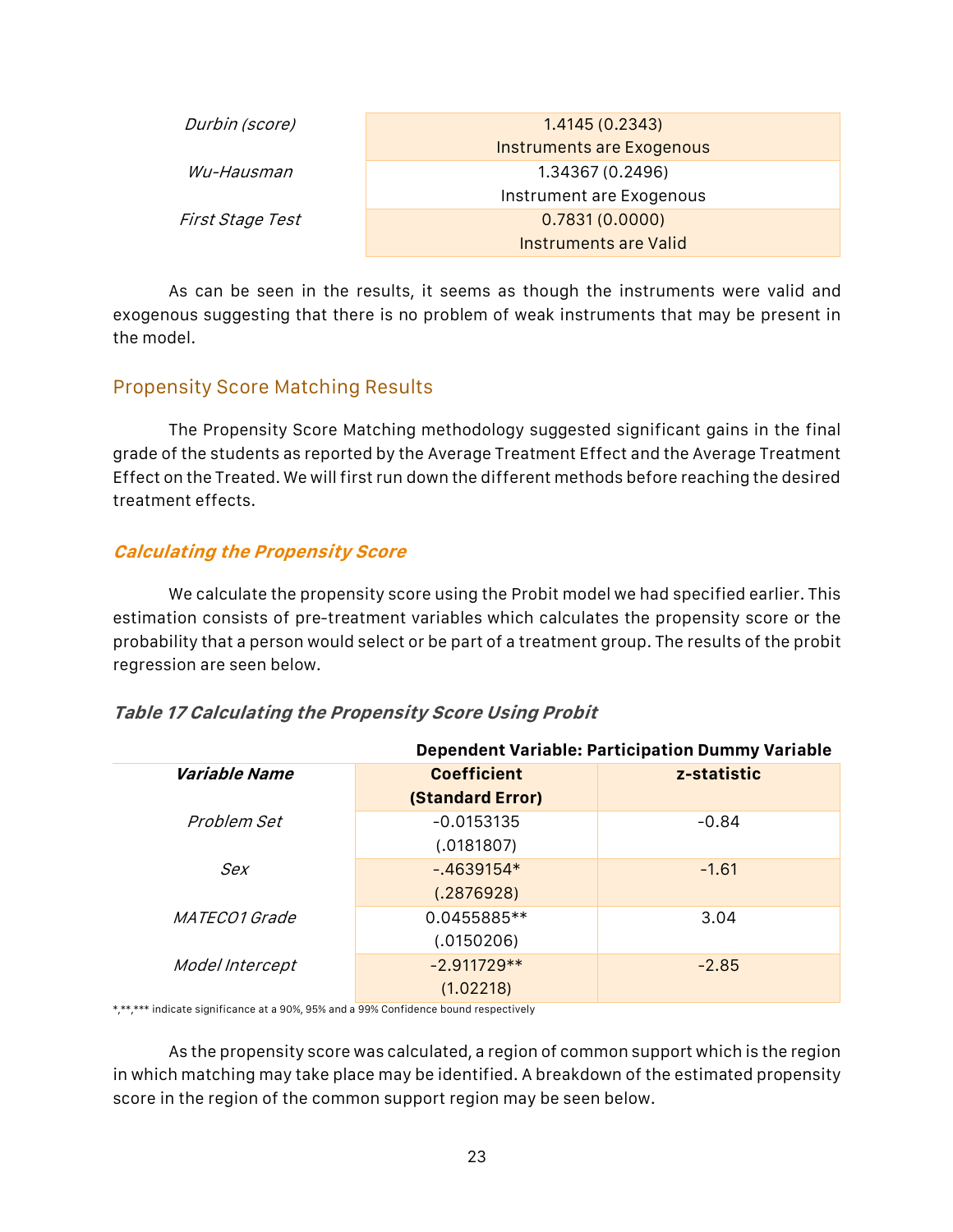| | |
|---|---|
| *Durbin (score)* | 1.4145 (0.2343)<br>Instruments are Exogenous |
| *Wu-Hausman* | 1.34367 (0.2496)<br>Instrument are Exogenous |
| *First Stage Test* | 0.7831 (0.0000)<br>Instruments are Valid |

As can be seen in the results, it seems as though the instruments were valid and exogenous suggesting that there is no problem of weak instruments that may be present in the model.

## Propensity Score Matching Results

The Propensity Score Matching methodology suggested significant gains in the final grade of the students as reported by the Average Treatment Effect and the Average Treatment Effect on the Treated. We will first run down the different methods before reaching the desired treatment effects.

### *Calculating the Propensity Score*

We calculate the propensity score using the Probit model we had specified earlier. This estimation consists of pre-treatment variables which calculates the propensity score or the probability that a person would select or be part of a treatment group. The results of the probit regression are seen below.

***Table 17 Calculating the Propensity Score Using Probit***

| | **Dependent Variable: Participation Dummy Variable** | |
|---|---|---|
| ***Variable Name*** | **Coefficient (Standard Error)** | **z-statistic** |
| *Problem Set* | -0.0153135<br>(.0181807) | -0.84 |
| *Sex* | -.4639154*<br>(.2876928) | -1.61 |
| *MATECO1 Grade* | 0.0455885**<br>(.0150206) | 3.04 |
| *Model Intercept* | -2.911729**<br>(1.02218) | -2.85 |

*,**,*** indicate significance at a 90%, 95% and a 99% Confidence bound respectively

As the propensity score was calculated, a region of common support which is the region in which matching may take place may be identified. A breakdown of the estimated propensity score in the region of the common support region may be seen below.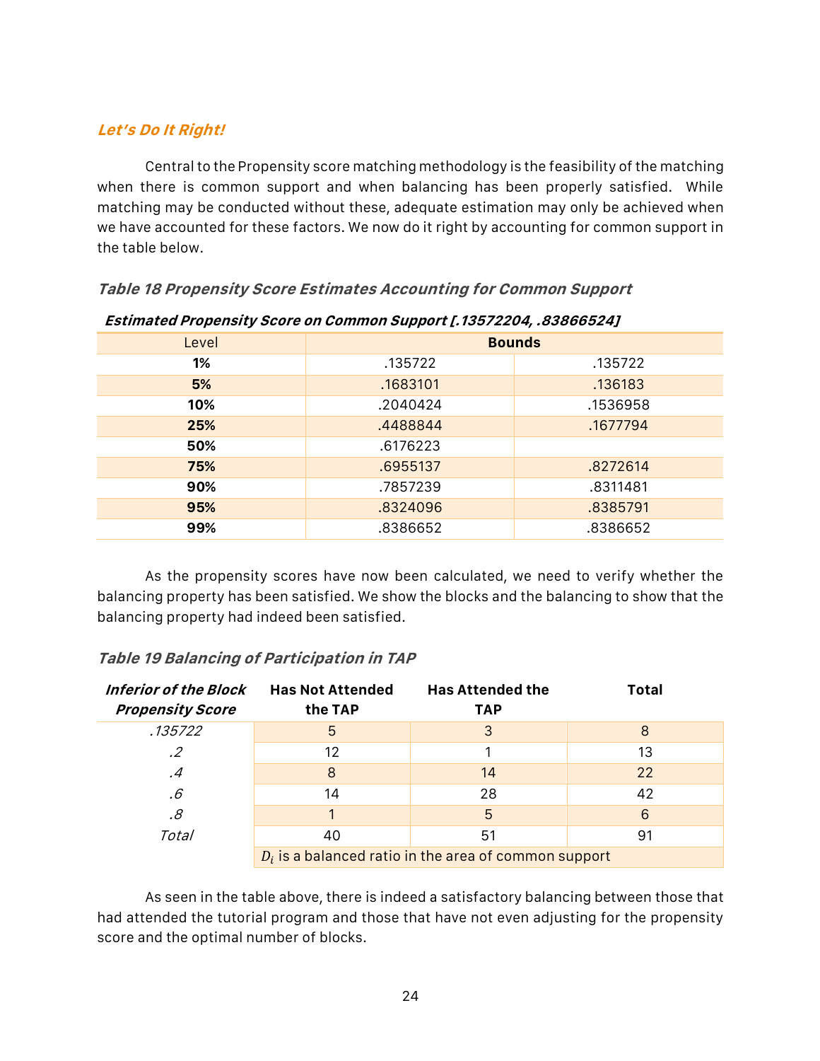### *Let's Do It Right!*

Central to the Propensity score matching methodology is the feasibility of the matching when there is common support and when balancing has been properly satisfied. While matching may be conducted without these, adequate estimation may only be achieved when we have accounted for these factors. We now do it right by accounting for common support in the table below.

***Table 18 Propensity Score Estimates Accounting for Common Support***

***Estimated Propensity Score on Common Support [.13572204, .83866524]***

| Level | Bounds | |
|---|---|---|
| **1%** | .135722 | .135722 |
| **5%** | .1683101 | .136183 |
| **10%** | .2040424 | .1536958 |
| **25%** | .4488844 | .1677794 |
| **50%** | .6176223 | |
| **75%** | .6955137 | .8272614 |
| **90%** | .7857239 | .8311481 |
| **95%** | .8324096 | .8385791 |
| **99%** | .8386652 | .8386652 |

As the propensity scores have now been calculated, we need to verify whether the balancing property has been satisfied. We show the blocks and the balancing to show that the balancing property had indeed been satisfied.

***Table 19 Balancing of Participation in TAP***

| ***Inferior of the Block Propensity Score*** | **Has Not Attended the TAP** | **Has Attended the TAP** | **Total** |
|---|---|---|---|
| *.135722* | 5 | 3 | 8 |
| *.2* | 12 | 1 | 13 |
| *.4* | 8 | 14 | 22 |
| *.6* | 14 | 28 | 42 |
| *.8* | 1 | 5 | 6 |
| *Total* | 40 | 51 | 91 |
| | $D_i$ is a balanced ratio in the area of common support | | |

As seen in the table above, there is indeed a satisfactory balancing between those that had attended the tutorial program and those that have not even adjusting for the propensity score and the optimal number of blocks.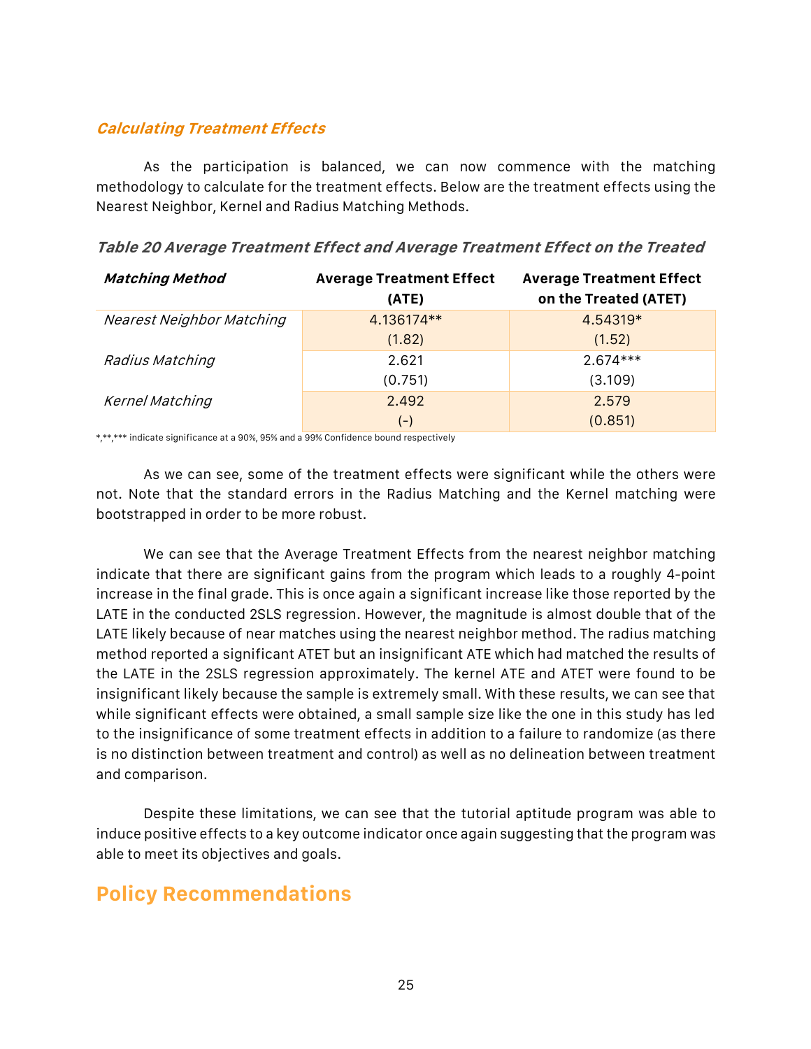### *Calculating Treatment Effects*

As the participation is balanced, we can now commence with the matching methodology to calculate for the treatment effects. Below are the treatment effects using the Nearest Neighbor, Kernel and Radius Matching Methods.

***Table 20 Average Treatment Effect and Average Treatment Effect on the Treated***

| *Matching Method* | Average Treatment Effect (ATE) | Average Treatment Effect on the Treated (ATET) |
|---|---|---|
| *Nearest Neighbor Matching* | 4.136174** | 4.54319* |
| | (1.82) | (1.52) |
| *Radius Matching* | 2.621 | 2.674*** |
| | (0.751) | (3.109) |
| *Kernel Matching* | 2.492 | 2.579 |
| | (-) | (0.851) |

*,**,*** indicate significance at a 90%, 95% and a 99% Confidence bound respectively

As we can see, some of the treatment effects were significant while the others were not. Note that the standard errors in the Radius Matching and the Kernel matching were bootstrapped in order to be more robust.

We can see that the Average Treatment Effects from the nearest neighbor matching indicate that there are significant gains from the program which leads to a roughly 4-point increase in the final grade. This is once again a significant increase like those reported by the LATE in the conducted 2SLS regression. However, the magnitude is almost double that of the LATE likely because of near matches using the nearest neighbor method. The radius matching method reported a significant ATET but an insignificant ATE which had matched the results of the LATE in the 2SLS regression approximately. The kernel ATE and ATET were found to be insignificant likely because the sample is extremely small. With these results, we can see that while significant effects were obtained, a small sample size like the one in this study has led to the insignificance of some treatment effects in addition to a failure to randomize (as there is no distinction between treatment and control) as well as no delineation between treatment and comparison.

Despite these limitations, we can see that the tutorial aptitude program was able to induce positive effects to a key outcome indicator once again suggesting that the program was able to meet its objectives and goals.

## Policy Recommendations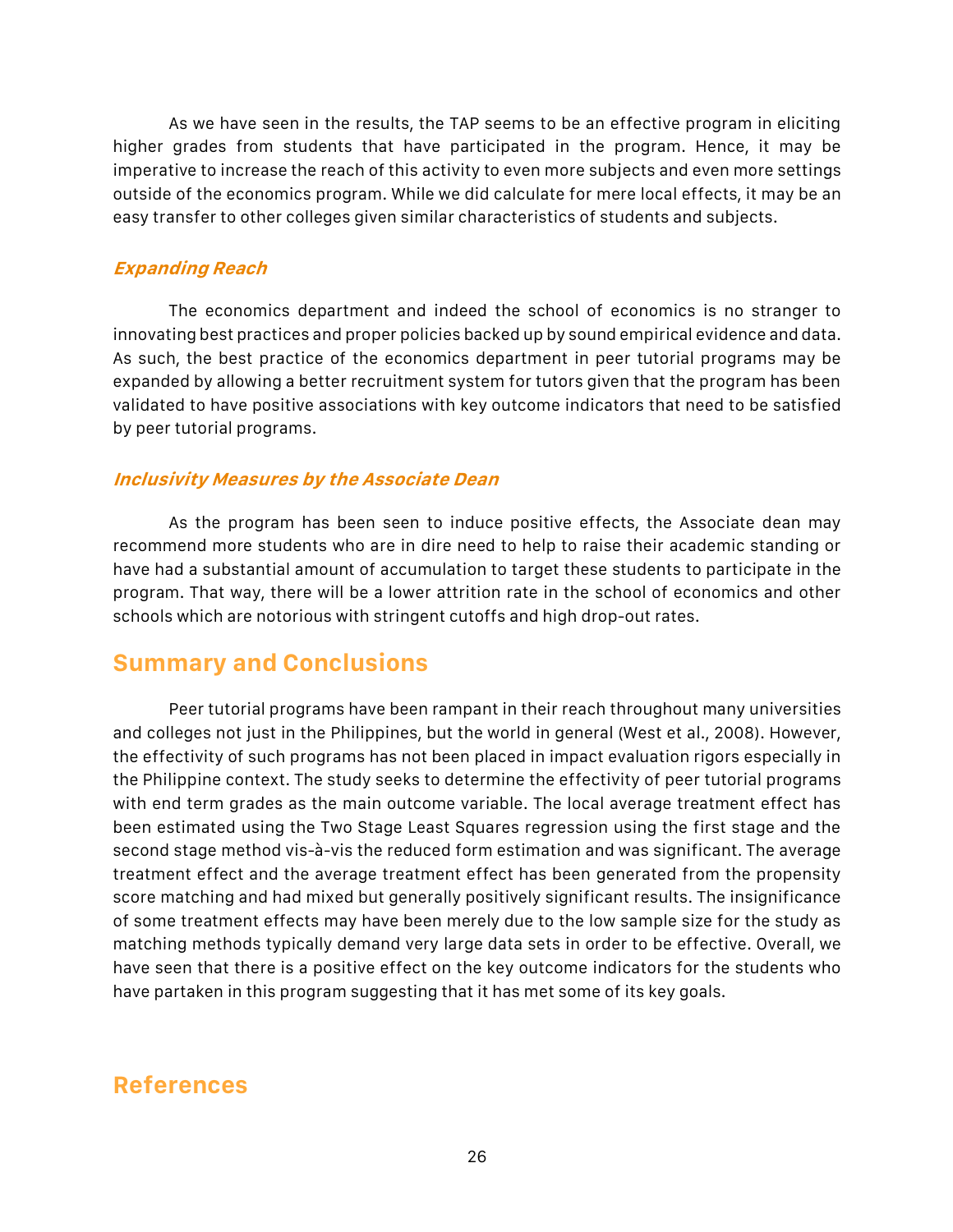As we have seen in the results, the TAP seems to be an effective program in eliciting higher grades from students that have participated in the program. Hence, it may be imperative to increase the reach of this activity to even more subjects and even more settings outside of the economics program. While we did calculate for mere local effects, it may be an easy transfer to other colleges given similar characteristics of students and subjects.

### *Expanding Reach*

The economics department and indeed the school of economics is no stranger to innovating best practices and proper policies backed up by sound empirical evidence and data. As such, the best practice of the economics department in peer tutorial programs may be expanded by allowing a better recruitment system for tutors given that the program has been validated to have positive associations with key outcome indicators that need to be satisfied by peer tutorial programs.

### *Inclusivity Measures by the Associate Dean*

As the program has been seen to induce positive effects, the Associate dean may recommend more students who are in dire need to help to raise their academic standing or have had a substantial amount of accumulation to target these students to participate in the program. That way, there will be a lower attrition rate in the school of economics and other schools which are notorious with stringent cutoffs and high drop-out rates.

## Summary and Conclusions

Peer tutorial programs have been rampant in their reach throughout many universities and colleges not just in the Philippines, but the world in general (West et al., 2008). However, the effectivity of such programs has not been placed in impact evaluation rigors especially in the Philippine context. The study seeks to determine the effectivity of peer tutorial programs with end term grades as the main outcome variable. The local average treatment effect has been estimated using the Two Stage Least Squares regression using the first stage and the second stage method vis-à-vis the reduced form estimation and was significant. The average treatment effect and the average treatment effect has been generated from the propensity score matching and had mixed but generally positively significant results. The insignificance of some treatment effects may have been merely due to the low sample size for the study as matching methods typically demand very large data sets in order to be effective. Overall, we have seen that there is a positive effect on the key outcome indicators for the students who have partaken in this program suggesting that it has met some of its key goals.

## References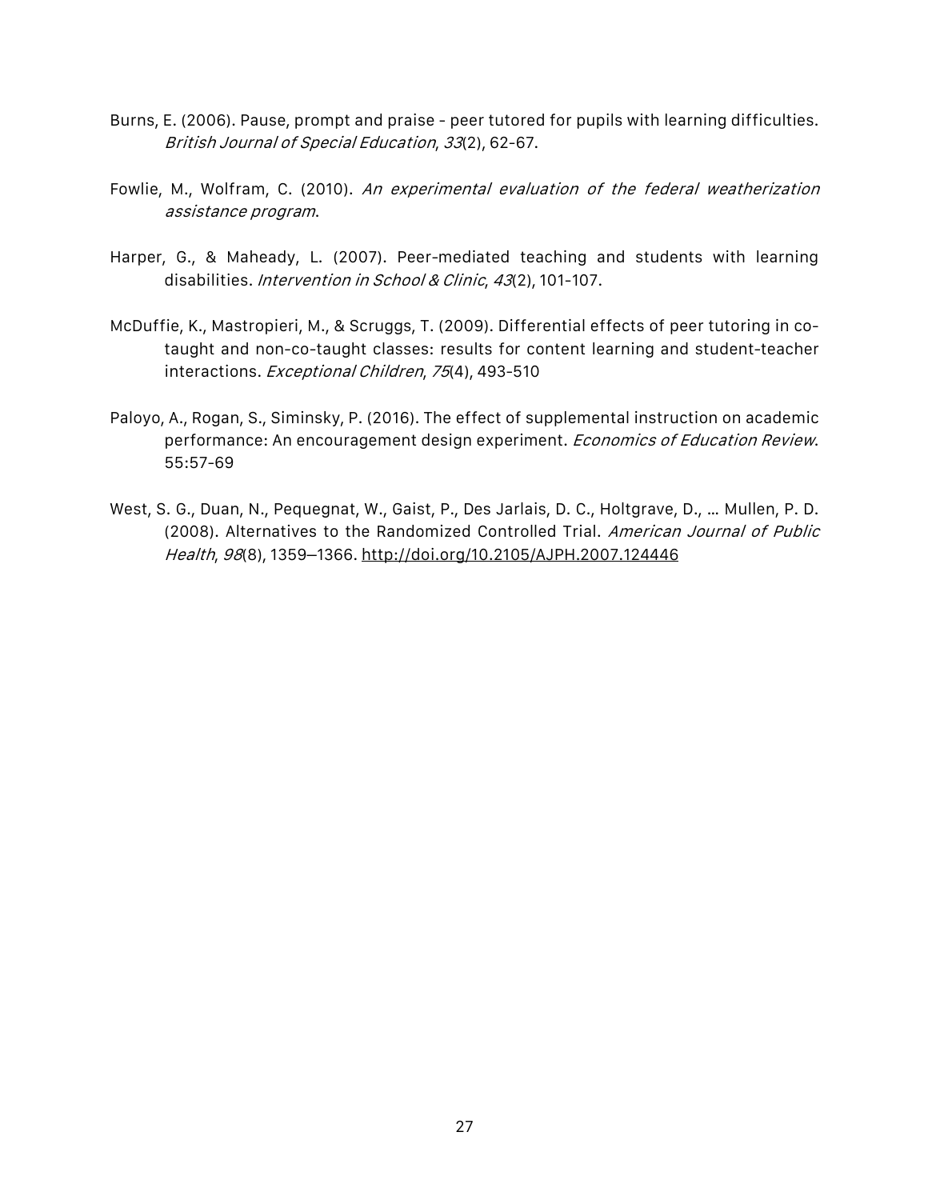Burns, E. (2006). Pause, prompt and praise - peer tutored for pupils with learning difficulties. *British Journal of Special Education*, *33*(2), 62-67.

Fowlie, M., Wolfram, C. (2010). *An experimental evaluation of the federal weatherization assistance program*.

Harper, G., & Maheady, L. (2007). Peer-mediated teaching and students with learning disabilities. *Intervention in School & Clinic*, *43*(2), 101-107.

McDuffie, K., Mastropieri, M., & Scruggs, T. (2009). Differential effects of peer tutoring in co-taught and non-co-taught classes: results for content learning and student-teacher interactions. *Exceptional Children*, *75*(4), 493-510

Paloyo, A., Rogan, S., Siminsky, P. (2016). The effect of supplemental instruction on academic performance: An encouragement design experiment. *Economics of Education Review*. 55:57-69

West, S. G., Duan, N., Pequegnat, W., Gaist, P., Des Jarlais, D. C., Holtgrave, D., … Mullen, P. D. (2008). Alternatives to the Randomized Controlled Trial. *American Journal of Public Health*, *98*(8), 1359–1366. http://doi.org/10.2105/AJPH.2007.124446